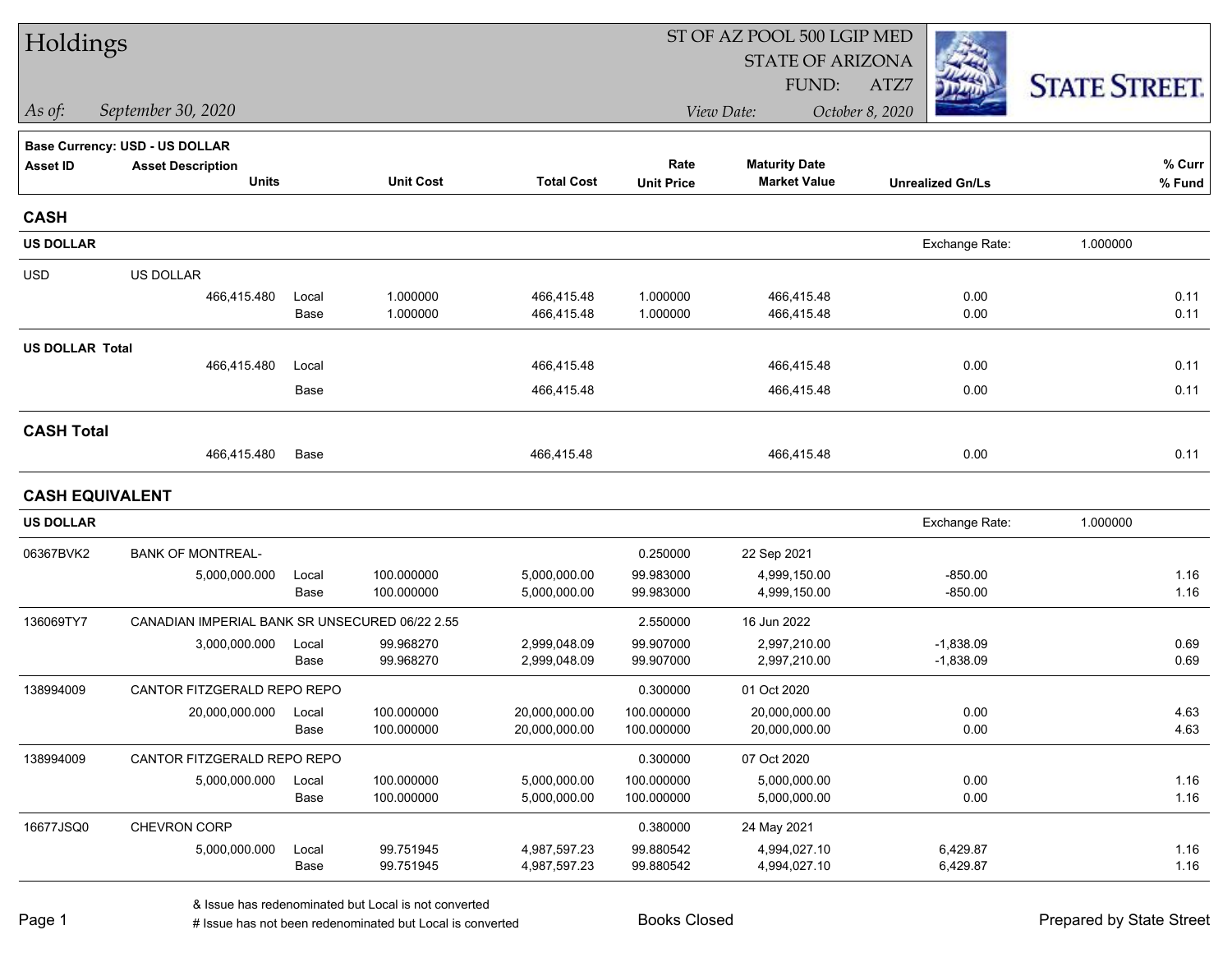# Holdings

ST OF AZ POOL 500 LGIP MED
STATE OF ARIZONA
FUND: ATZ7

*As of:* *September 30, 2020*

*View Date:* *October 8, 2020*

STATE STREET.

**Base Currency: USD - US DOLLAR**

| Asset ID | Asset Description / Units | | Unit Cost | Total Cost | Rate / Unit Price | Maturity Date / Market Value | Unrealized Gn/Ls | % Curr / % Fund |
|---|---|---|---|---|---|---|---|---|
| **CASH** | | | | | | | | |
| **US DOLLAR** | | | | | | | Exchange Rate: 1.000000 | |
| USD | US DOLLAR | | | | | | | |
| | 466,415.480 | Local | 1.000000 | 466,415.48 | 1.000000 | 466,415.48 | 0.00 | 0.11 |
| | | Base | 1.000000 | 466,415.48 | 1.000000 | 466,415.48 | 0.00 | 0.11 |
| **US DOLLAR Total** | | | | | | | | |
| | 466,415.480 | Local | | 466,415.48 | | 466,415.48 | 0.00 | 0.11 |
| | | Base | | 466,415.48 | | 466,415.48 | 0.00 | 0.11 |
| **CASH Total** | | | | | | | | |
| | 466,415.480 | Base | | 466,415.48 | | 466,415.48 | 0.00 | 0.11 |
| **CASH EQUIVALENT** | | | | | | | | |
| **US DOLLAR** | | | | | | | Exchange Rate: 1.000000 | |
| 06367BVK2 | BANK OF MONTREAL- | | | | 0.250000 | 22 Sep 2021 | | |
| | 5,000,000.000 | Local | 100.000000 | 5,000,000.00 | 99.983000 | 4,999,150.00 | -850.00 | 1.16 |
| | | Base | 100.000000 | 5,000,000.00 | 99.983000 | 4,999,150.00 | -850.00 | 1.16 |
| 136069TY7 | CANADIAN IMPERIAL BANK SR UNSECURED 06/22 2.55 | | | | 2.550000 | 16 Jun 2022 | | |
| | 3,000,000.000 | Local | 99.968270 | 2,999,048.09 | 99.907000 | 2,997,210.00 | -1,838.09 | 0.69 |
| | | Base | 99.968270 | 2,999,048.09 | 99.907000 | 2,997,210.00 | -1,838.09 | 0.69 |
| 138994009 | CANTOR FITZGERALD REPO REPO | | | | 0.300000 | 01 Oct 2020 | | |
| | 20,000,000.000 | Local | 100.000000 | 20,000,000.00 | 100.000000 | 20,000,000.00 | 0.00 | 4.63 |
| | | Base | 100.000000 | 20,000,000.00 | 100.000000 | 20,000,000.00 | 0.00 | 4.63 |
| 138994009 | CANTOR FITZGERALD REPO REPO | | | | 0.300000 | 07 Oct 2020 | | |
| | 5,000,000.000 | Local | 100.000000 | 5,000,000.00 | 100.000000 | 5,000,000.00 | 0.00 | 1.16 |
| | | Base | 100.000000 | 5,000,000.00 | 100.000000 | 5,000,000.00 | 0.00 | 1.16 |
| 16677JSQ0 | CHEVRON CORP | | | | 0.380000 | 24 May 2021 | | |
| | 5,000,000.000 | Local | 99.751945 | 4,987,597.23 | 99.880542 | 4,994,027.10 | 6,429.87 | 1.16 |
| | | Base | 99.751945 | 4,987,597.23 | 99.880542 | 4,994,027.10 | 6,429.87 | 1.16 |

& Issue has redenominated but Local is not converted
# Issue has not been redenominated but Local is converted

Books Closed

Prepared by State Street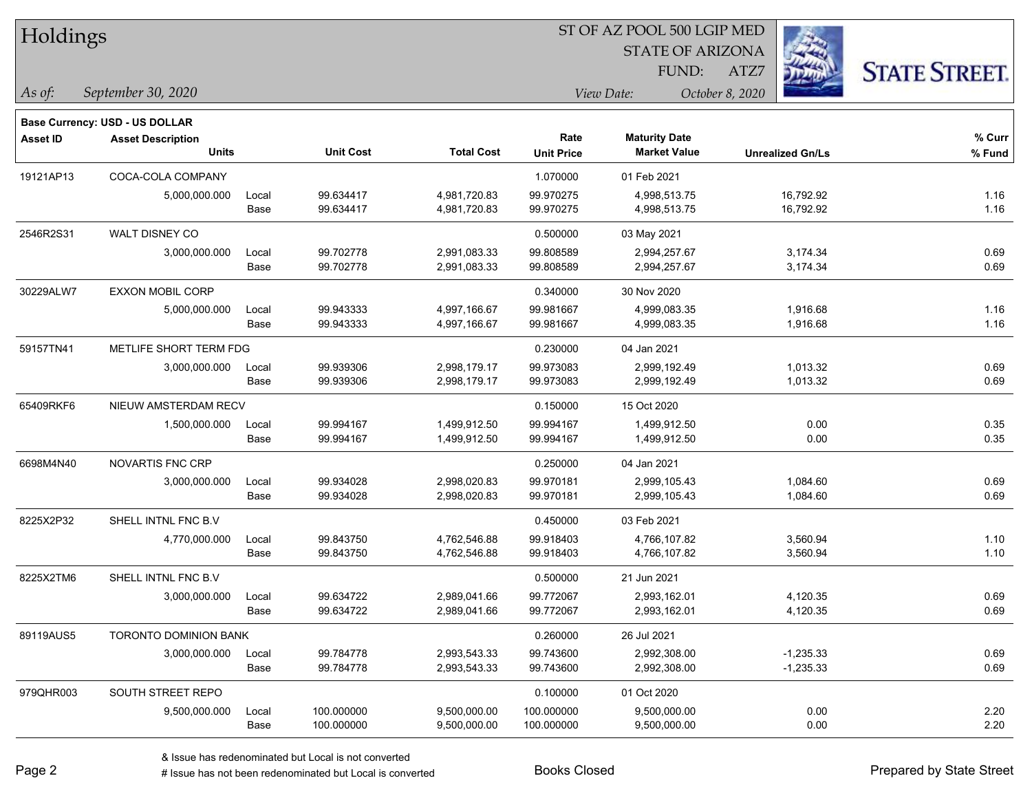# Holdings

ST OF AZ POOL 500 LGIP MED
STATE OF ARIZONA
FUND: ATZ7

*As of:* *September 30, 2020*

*View Date:* *October 8, 2020*

**Base Currency: USD - US DOLLAR**

| Asset ID | Asset Description | | Unit Cost | Total Cost | Rate | Maturity Date | Unrealized Gn/Ls | % Curr |
|---|---|---|---|---|---|---|---|---|
| | Units | | | | Unit Price | Market Value | | % Fund |
| 19121AP13 | COCA-COLA COMPANY | | | | 1.070000 | 01 Feb 2021 | | |
| | 5,000,000.000 | Local | 99.634417 | 4,981,720.83 | 99.970275 | 4,998,513.75 | 16,792.92 | 1.16 |
| | | Base | 99.634417 | 4,981,720.83 | 99.970275 | 4,998,513.75 | 16,792.92 | 1.16 |
| 2546R2S31 | WALT DISNEY CO | | | | 0.500000 | 03 May 2021 | | |
| | 3,000,000.000 | Local | 99.702778 | 2,991,083.33 | 99.808589 | 2,994,257.67 | 3,174.34 | 0.69 |
| | | Base | 99.702778 | 2,991,083.33 | 99.808589 | 2,994,257.67 | 3,174.34 | 0.69 |
| 30229ALW7 | EXXON MOBIL CORP | | | | 0.340000 | 30 Nov 2020 | | |
| | 5,000,000.000 | Local | 99.943333 | 4,997,166.67 | 99.981667 | 4,999,083.35 | 1,916.68 | 1.16 |
| | | Base | 99.943333 | 4,997,166.67 | 99.981667 | 4,999,083.35 | 1,916.68 | 1.16 |
| 59157TN41 | METLIFE SHORT TERM FDG | | | | 0.230000 | 04 Jan 2021 | | |
| | 3,000,000.000 | Local | 99.939306 | 2,998,179.17 | 99.973083 | 2,999,192.49 | 1,013.32 | 0.69 |
| | | Base | 99.939306 | 2,998,179.17 | 99.973083 | 2,999,192.49 | 1,013.32 | 0.69 |
| 65409RKF6 | NIEUW AMSTERDAM RECV | | | | 0.150000 | 15 Oct 2020 | | |
| | 1,500,000.000 | Local | 99.994167 | 1,499,912.50 | 99.994167 | 1,499,912.50 | 0.00 | 0.35 |
| | | Base | 99.994167 | 1,499,912.50 | 99.994167 | 1,499,912.50 | 0.00 | 0.35 |
| 6698M4N40 | NOVARTIS FNC CRP | | | | 0.250000 | 04 Jan 2021 | | |
| | 3,000,000.000 | Local | 99.934028 | 2,998,020.83 | 99.970181 | 2,999,105.43 | 1,084.60 | 0.69 |
| | | Base | 99.934028 | 2,998,020.83 | 99.970181 | 2,999,105.43 | 1,084.60 | 0.69 |
| 8225X2P32 | SHELL INTNL FNC B.V | | | | 0.450000 | 03 Feb 2021 | | |
| | 4,770,000.000 | Local | 99.843750 | 4,762,546.88 | 99.918403 | 4,766,107.82 | 3,560.94 | 1.10 |
| | | Base | 99.843750 | 4,762,546.88 | 99.918403 | 4,766,107.82 | 3,560.94 | 1.10 |
| 8225X2TM6 | SHELL INTNL FNC B.V | | | | 0.500000 | 21 Jun 2021 | | |
| | 3,000,000.000 | Local | 99.634722 | 2,989,041.66 | 99.772067 | 2,993,162.01 | 4,120.35 | 0.69 |
| | | Base | 99.634722 | 2,989,041.66 | 99.772067 | 2,993,162.01 | 4,120.35 | 0.69 |
| 89119AUS5 | TORONTO DOMINION BANK | | | | 0.260000 | 26 Jul 2021 | | |
| | 3,000,000.000 | Local | 99.784778 | 2,993,543.33 | 99.743600 | 2,992,308.00 | -1,235.33 | 0.69 |
| | | Base | 99.784778 | 2,993,543.33 | 99.743600 | 2,992,308.00 | -1,235.33 | 0.69 |
| 979QHR003 | SOUTH STREET REPO | | | | 0.100000 | 01 Oct 2020 | | |
| | 9,500,000.000 | Local | 100.000000 | 9,500,000.00 | 100.000000 | 9,500,000.00 | 0.00 | 2.20 |
| | | Base | 100.000000 | 9,500,000.00 | 100.000000 | 9,500,000.00 | 0.00 | 2.20 |

& Issue has redenominated but Local is not converted
# Issue has not been redenominated but Local is converted

Books Closed

Prepared by State Street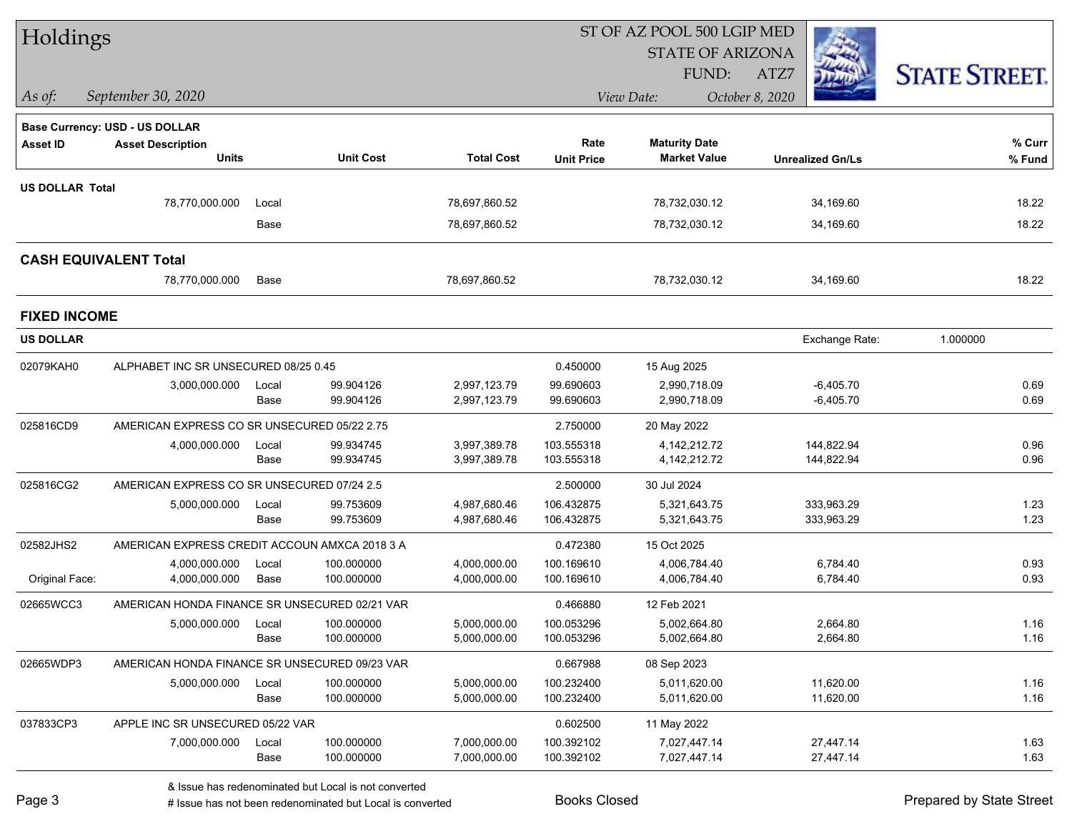# Holdings

ST OF AZ POOL 500 LGIP MED
STATE OF ARIZONA
FUND: ATZ7

*As of:* September 30, 2020

*View Date:* October 8, 2020

STATE STREET.

**Base Currency: USD - US DOLLAR**

| Asset ID | Asset Description / Units | | Unit Cost | Total Cost | Rate / Unit Price | Maturity Date / Market Value | Unrealized Gn/Ls | % Curr / % Fund |
|---|---|---|---|---|---|---|---|---|
| **US DOLLAR Total** | | | | | | | | |
| | 78,770,000.000 | Local | | 78,697,860.52 | | 78,732,030.12 | 34,169.60 | 18.22 |
| | | Base | | 78,697,860.52 | | 78,732,030.12 | 34,169.60 | 18.22 |
| **CASH EQUIVALENT Total** | | | | | | | | |
| | 78,770,000.000 | Base | | 78,697,860.52 | | 78,732,030.12 | 34,169.60 | 18.22 |

## FIXED INCOME

**US DOLLAR** — Exchange Rate: 1.000000

| Asset ID | Asset Description / Units | | Unit Cost | Total Cost | Rate / Unit Price | Maturity Date / Market Value | Unrealized Gn/Ls | % Curr / % Fund |
|---|---|---|---|---|---|---|---|---|
| 02079KAH0 | ALPHABET INC SR UNSECURED 08/25 0.45 | | | | 0.450000 | 15 Aug 2025 | | |
| | 3,000,000.000 | Local | 99.904126 | 2,997,123.79 | 99.690603 | 2,990,718.09 | -6,405.70 | 0.69 |
| | | Base | 99.904126 | 2,997,123.79 | 99.690603 | 2,990,718.09 | -6,405.70 | 0.69 |
| 025816CD9 | AMERICAN EXPRESS CO SR UNSECURED 05/22 2.75 | | | | 2.750000 | 20 May 2022 | | |
| | 4,000,000.000 | Local | 99.934745 | 3,997,389.78 | 103.555318 | 4,142,212.72 | 144,822.94 | 0.96 |
| | | Base | 99.934745 | 3,997,389.78 | 103.555318 | 4,142,212.72 | 144,822.94 | 0.96 |
| 025816CG2 | AMERICAN EXPRESS CO SR UNSECURED 07/24 2.5 | | | | 2.500000 | 30 Jul 2024 | | |
| | 5,000,000.000 | Local | 99.753609 | 4,987,680.46 | 106.432875 | 5,321,643.75 | 333,963.29 | 1.23 |
| | | Base | 99.753609 | 4,987,680.46 | 106.432875 | 5,321,643.75 | 333,963.29 | 1.23 |
| 02582JHS2 | AMERICAN EXPRESS CREDIT ACCOUN AMXCA 2018 3 A | | | | 0.472380 | 15 Oct 2025 | | |
| | 4,000,000.000 | Local | 100.000000 | 4,000,000.00 | 100.169610 | 4,006,784.40 | 6,784.40 | 0.93 |
| Original Face: | 4,000,000.000 | Base | 100.000000 | 4,000,000.00 | 100.169610 | 4,006,784.40 | 6,784.40 | 0.93 |
| 02665WCC3 | AMERICAN HONDA FINANCE SR UNSECURED 02/21 VAR | | | | 0.466880 | 12 Feb 2021 | | |
| | 5,000,000.000 | Local | 100.000000 | 5,000,000.00 | 100.053296 | 5,002,664.80 | 2,664.80 | 1.16 |
| | | Base | 100.000000 | 5,000,000.00 | 100.053296 | 5,002,664.80 | 2,664.80 | 1.16 |
| 02665WDP3 | AMERICAN HONDA FINANCE SR UNSECURED 09/23 VAR | | | | 0.667988 | 08 Sep 2023 | | |
| | 5,000,000.000 | Local | 100.000000 | 5,000,000.00 | 100.232400 | 5,011,620.00 | 11,620.00 | 1.16 |
| | | Base | 100.000000 | 5,000,000.00 | 100.232400 | 5,011,620.00 | 11,620.00 | 1.16 |
| 037833CP3 | APPLE INC SR UNSECURED 05/22 VAR | | | | 0.602500 | 11 May 2022 | | |
| | 7,000,000.000 | Local | 100.000000 | 7,000,000.00 | 100.392102 | 7,027,447.14 | 27,447.14 | 1.63 |
| | | Base | 100.000000 | 7,000,000.00 | 100.392102 | 7,027,447.14 | 27,447.14 | 1.63 |

& Issue has redenominated but Local is not converted
# Issue has not been redenominated but Local is converted

Books Closed

Prepared by State Street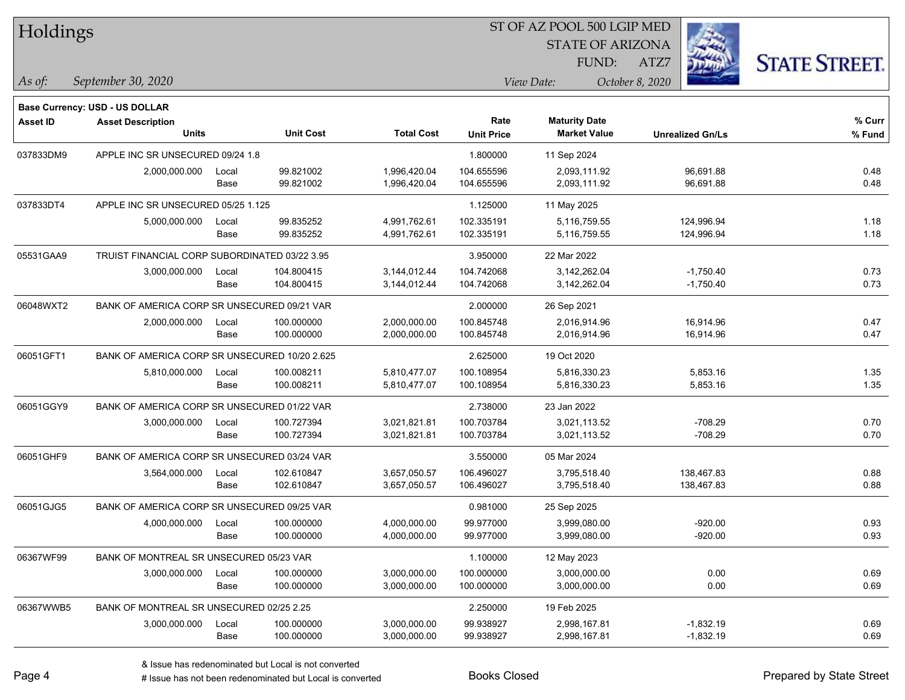# Holdings

ST OF AZ POOL 500 LGIP MED
STATE OF ARIZONA
FUND: ATZ7

*As of:* *September 30, 2020*

*View Date:* *October 8, 2020*

**Base Currency: USD - US DOLLAR**

| Asset ID | Asset Description / Units | | Unit Cost | Total Cost | Rate / Unit Price | Maturity Date / Market Value | Unrealized Gn/Ls | % Curr / % Fund |
|---|---|---|---|---|---|---|---|---|
| 037833DM9 | APPLE INC SR UNSECURED 09/24 1.8 | | | | 1.800000 | 11 Sep 2024 | | |
| | 2,000,000.000 | Local | 99.821002 | 1,996,420.04 | 104.655596 | 2,093,111.92 | 96,691.88 | 0.48 |
| | | Base | 99.821002 | 1,996,420.04 | 104.655596 | 2,093,111.92 | 96,691.88 | 0.48 |
| 037833DT4 | APPLE INC SR UNSECURED 05/25 1.125 | | | | 1.125000 | 11 May 2025 | | |
| | 5,000,000.000 | Local | 99.835252 | 4,991,762.61 | 102.335191 | 5,116,759.55 | 124,996.94 | 1.18 |
| | | Base | 99.835252 | 4,991,762.61 | 102.335191 | 5,116,759.55 | 124,996.94 | 1.18 |
| 05531GAA9 | TRUIST FINANCIAL CORP SUBORDINATED 03/22 3.95 | | | | 3.950000 | 22 Mar 2022 | | |
| | 3,000,000.000 | Local | 104.800415 | 3,144,012.44 | 104.742068 | 3,142,262.04 | -1,750.40 | 0.73 |
| | | Base | 104.800415 | 3,144,012.44 | 104.742068 | 3,142,262.04 | -1,750.40 | 0.73 |
| 06048WXT2 | BANK OF AMERICA CORP SR UNSECURED 09/21 VAR | | | | 2.000000 | 26 Sep 2021 | | |
| | 2,000,000.000 | Local | 100.000000 | 2,000,000.00 | 100.845748 | 2,016,914.96 | 16,914.96 | 0.47 |
| | | Base | 100.000000 | 2,000,000.00 | 100.845748 | 2,016,914.96 | 16,914.96 | 0.47 |
| 06051GFT1 | BANK OF AMERICA CORP SR UNSECURED 10/20 2.625 | | | | 2.625000 | 19 Oct 2020 | | |
| | 5,810,000.000 | Local | 100.008211 | 5,810,477.07 | 100.108954 | 5,816,330.23 | 5,853.16 | 1.35 |
| | | Base | 100.008211 | 5,810,477.07 | 100.108954 | 5,816,330.23 | 5,853.16 | 1.35 |
| 06051GGY9 | BANK OF AMERICA CORP SR UNSECURED 01/22 VAR | | | | 2.738000 | 23 Jan 2022 | | |
| | 3,000,000.000 | Local | 100.727394 | 3,021,821.81 | 100.703784 | 3,021,113.52 | -708.29 | 0.70 |
| | | Base | 100.727394 | 3,021,821.81 | 100.703784 | 3,021,113.52 | -708.29 | 0.70 |
| 06051GHF9 | BANK OF AMERICA CORP SR UNSECURED 03/24 VAR | | | | 3.550000 | 05 Mar 2024 | | |
| | 3,564,000.000 | Local | 102.610847 | 3,657,050.57 | 106.496027 | 3,795,518.40 | 138,467.83 | 0.88 |
| | | Base | 102.610847 | 3,657,050.57 | 106.496027 | 3,795,518.40 | 138,467.83 | 0.88 |
| 06051GJG5 | BANK OF AMERICA CORP SR UNSECURED 09/25 VAR | | | | 0.981000 | 25 Sep 2025 | | |
| | 4,000,000.000 | Local | 100.000000 | 4,000,000.00 | 99.977000 | 3,999,080.00 | -920.00 | 0.93 |
| | | Base | 100.000000 | 4,000,000.00 | 99.977000 | 3,999,080.00 | -920.00 | 0.93 |
| 06367WF99 | BANK OF MONTREAL SR UNSECURED 05/23 VAR | | | | 1.100000 | 12 May 2023 | | |
| | 3,000,000.000 | Local | 100.000000 | 3,000,000.00 | 100.000000 | 3,000,000.00 | 0.00 | 0.69 |
| | | Base | 100.000000 | 3,000,000.00 | 100.000000 | 3,000,000.00 | 0.00 | 0.69 |
| 06367WWB5 | BANK OF MONTREAL SR UNSECURED 02/25 2.25 | | | | 2.250000 | 19 Feb 2025 | | |
| | 3,000,000.000 | Local | 100.000000 | 3,000,000.00 | 99.938927 | 2,998,167.81 | -1,832.19 | 0.69 |
| | | Base | 100.000000 | 3,000,000.00 | 99.938927 | 2,998,167.81 | -1,832.19 | 0.69 |

& Issue has redenominated but Local is not converted

# Issue has not been redenominated but Local is converted

Books Closed

Prepared by State Street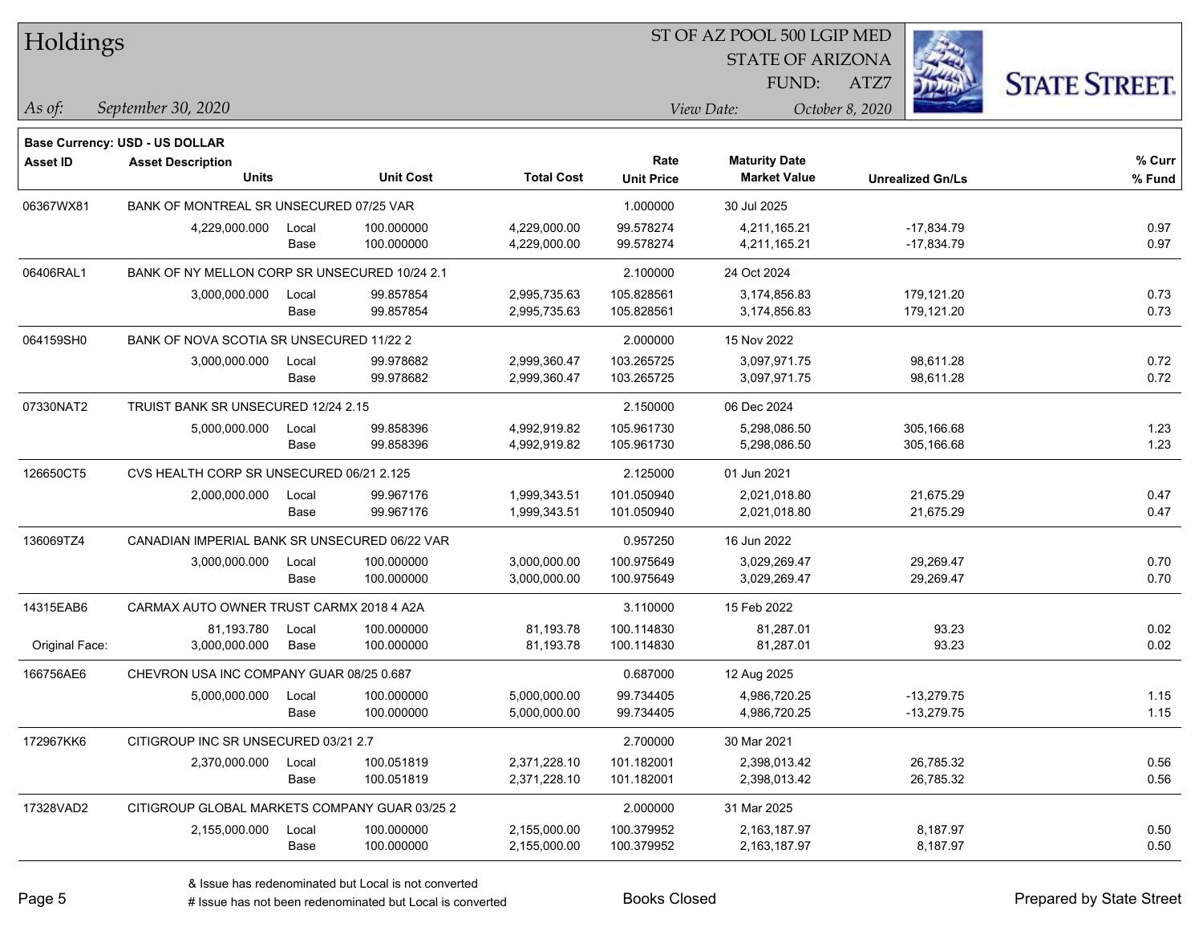# Holdings

ST OF AZ POOL 500 LGIP MED
STATE OF ARIZONA
FUND: ATZ7

*As of:* *September 30, 2020*

*View Date:* *October 8, 2020*

**Base Currency: USD - US DOLLAR**

| Asset ID | Asset Description / Units | | Unit Cost | Total Cost | Rate / Unit Price | Maturity Date / Market Value | Unrealized Gn/Ls | % Curr / % Fund |
|---|---|---|---|---|---|---|---|---|
| 06367WX81 | BANK OF MONTREAL SR UNSECURED 07/25 VAR | | | | 1.000000 | 30 Jul 2025 | | |
| | 4,229,000.000 | Local | 100.000000 | 4,229,000.00 | 99.578274 | 4,211,165.21 | -17,834.79 | 0.97 |
| | | Base | 100.000000 | 4,229,000.00 | 99.578274 | 4,211,165.21 | -17,834.79 | 0.97 |
| 06406RAL1 | BANK OF NY MELLON CORP SR UNSECURED 10/24 2.1 | | | | 2.100000 | 24 Oct 2024 | | |
| | 3,000,000.000 | Local | 99.857854 | 2,995,735.63 | 105.828561 | 3,174,856.83 | 179,121.20 | 0.73 |
| | | Base | 99.857854 | 2,995,735.63 | 105.828561 | 3,174,856.83 | 179,121.20 | 0.73 |
| 064159SH0 | BANK OF NOVA SCOTIA SR UNSECURED 11/22 2 | | | | 2.000000 | 15 Nov 2022 | | |
| | 3,000,000.000 | Local | 99.978682 | 2,999,360.47 | 103.265725 | 3,097,971.75 | 98,611.28 | 0.72 |
| | | Base | 99.978682 | 2,999,360.47 | 103.265725 | 3,097,971.75 | 98,611.28 | 0.72 |
| 07330NAT2 | TRUIST BANK SR UNSECURED 12/24 2.15 | | | | 2.150000 | 06 Dec 2024 | | |
| | 5,000,000.000 | Local | 99.858396 | 4,992,919.82 | 105.961730 | 5,298,086.50 | 305,166.68 | 1.23 |
| | | Base | 99.858396 | 4,992,919.82 | 105.961730 | 5,298,086.50 | 305,166.68 | 1.23 |
| 126650CT5 | CVS HEALTH CORP SR UNSECURED 06/21 2.125 | | | | 2.125000 | 01 Jun 2021 | | |
| | 2,000,000.000 | Local | 99.967176 | 1,999,343.51 | 101.050940 | 2,021,018.80 | 21,675.29 | 0.47 |
| | | Base | 99.967176 | 1,999,343.51 | 101.050940 | 2,021,018.80 | 21,675.29 | 0.47 |
| 136069TZ4 | CANADIAN IMPERIAL BANK SR UNSECURED 06/22 VAR | | | | 0.957250 | 16 Jun 2022 | | |
| | 3,000,000.000 | Local | 100.000000 | 3,000,000.00 | 100.975649 | 3,029,269.47 | 29,269.47 | 0.70 |
| | | Base | 100.000000 | 3,000,000.00 | 100.975649 | 3,029,269.47 | 29,269.47 | 0.70 |
| 14315EAB6 | CARMAX AUTO OWNER TRUST CARMX 2018 4 A2A | | | | 3.110000 | 15 Feb 2022 | | |
| | 81,193.780 | Local | 100.000000 | 81,193.78 | 100.114830 | 81,287.01 | 93.23 | 0.02 |
| Original Face: | 3,000,000.000 | Base | 100.000000 | 81,193.78 | 100.114830 | 81,287.01 | 93.23 | 0.02 |
| 166756AE6 | CHEVRON USA INC COMPANY GUAR 08/25 0.687 | | | | 0.687000 | 12 Aug 2025 | | |
| | 5,000,000.000 | Local | 100.000000 | 5,000,000.00 | 99.734405 | 4,986,720.25 | -13,279.75 | 1.15 |
| | | Base | 100.000000 | 5,000,000.00 | 99.734405 | 4,986,720.25 | -13,279.75 | 1.15 |
| 172967KK6 | CITIGROUP INC SR UNSECURED 03/21 2.7 | | | | 2.700000 | 30 Mar 2021 | | |
| | 2,370,000.000 | Local | 100.051819 | 2,371,228.10 | 101.182001 | 2,398,013.42 | 26,785.32 | 0.56 |
| | | Base | 100.051819 | 2,371,228.10 | 101.182001 | 2,398,013.42 | 26,785.32 | 0.56 |
| 17328VAD2 | CITIGROUP GLOBAL MARKETS COMPANY GUAR 03/25 2 | | | | 2.000000 | 31 Mar 2025 | | |
| | 2,155,000.000 | Local | 100.000000 | 2,155,000.00 | 100.379952 | 2,163,187.97 | 8,187.97 | 0.50 |
| | | Base | 100.000000 | 2,155,000.00 | 100.379952 | 2,163,187.97 | 8,187.97 | 0.50 |

& Issue has redenominated but Local is not converted
# Issue has not been redenominated but Local is converted

Books Closed

Prepared by State Street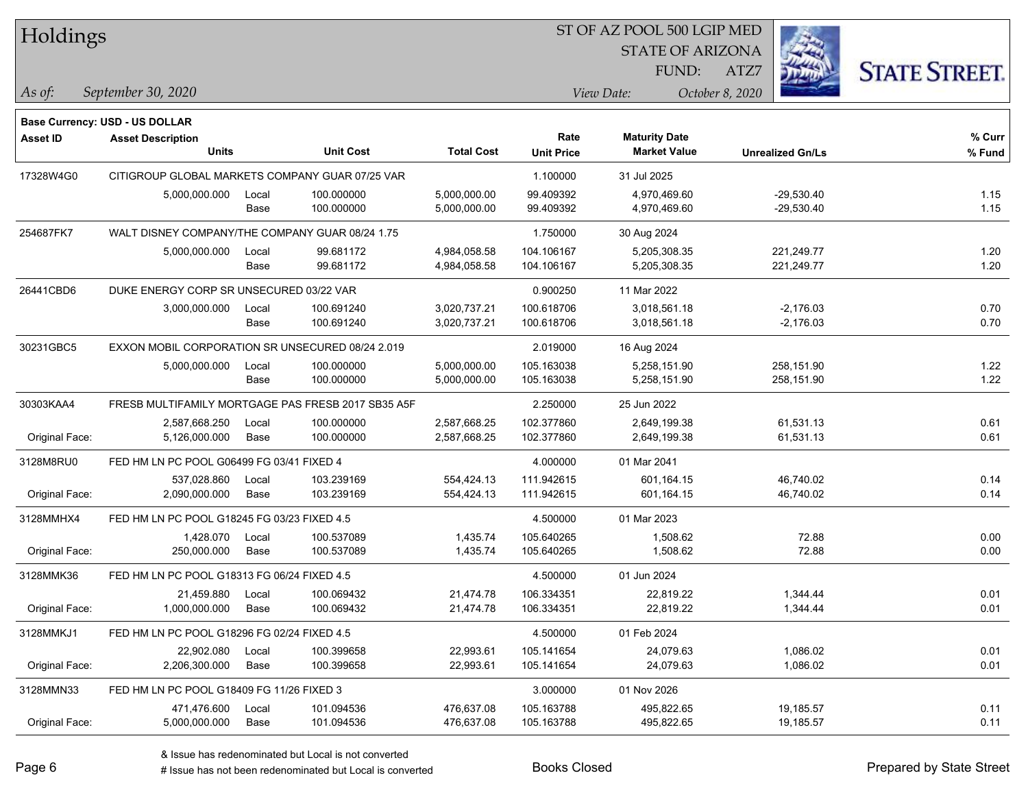# Holdings

ST OF AZ POOL 500 LGIP MED
STATE OF ARIZONA
FUND: ATZ7

*As of:* *September 30, 2020*
*View Date:* *October 8, 2020*

**Base Currency: USD - US DOLLAR**

| Asset ID | Asset Description / Units | | Unit Cost | Total Cost | Rate / Unit Price | Maturity Date / Market Value | Unrealized Gn/Ls | % Curr / % Fund |
|---|---|---|---|---|---|---|---|---|
| 17328W4G0 | CITIGROUP GLOBAL MARKETS COMPANY GUAR 07/25 VAR | | | | 1.100000 | 31 Jul 2025 | | |
| | 5,000,000.000 | Local | 100.000000 | 5,000,000.00 | 99.409392 | 4,970,469.60 | -29,530.40 | 1.15 |
| | | Base | 100.000000 | 5,000,000.00 | 99.409392 | 4,970,469.60 | -29,530.40 | 1.15 |
| 254687FK7 | WALT DISNEY COMPANY/THE COMPANY GUAR 08/24 1.75 | | | | 1.750000 | 30 Aug 2024 | | |
| | 5,000,000.000 | Local | 99.681172 | 4,984,058.58 | 104.106167 | 5,205,308.35 | 221,249.77 | 1.20 |
| | | Base | 99.681172 | 4,984,058.58 | 104.106167 | 5,205,308.35 | 221,249.77 | 1.20 |
| 26441CBD6 | DUKE ENERGY CORP SR UNSECURED 03/22 VAR | | | | 0.900250 | 11 Mar 2022 | | |
| | 3,000,000.000 | Local | 100.691240 | 3,020,737.21 | 100.618706 | 3,018,561.18 | -2,176.03 | 0.70 |
| | | Base | 100.691240 | 3,020,737.21 | 100.618706 | 3,018,561.18 | -2,176.03 | 0.70 |
| 30231GBC5 | EXXON MOBIL CORPORATION SR UNSECURED 08/24 2.019 | | | | 2.019000 | 16 Aug 2024 | | |
| | 5,000,000.000 | Local | 100.000000 | 5,000,000.00 | 105.163038 | 5,258,151.90 | 258,151.90 | 1.22 |
| | | Base | 100.000000 | 5,000,000.00 | 105.163038 | 5,258,151.90 | 258,151.90 | 1.22 |
| 30303KAA4 | FRESB MULTIFAMILY MORTGAGE PAS FRESB 2017 SB35 A5F | | | | 2.250000 | 25 Jun 2022 | | |
| | 2,587,668.250 | Local | 100.000000 | 2,587,668.25 | 102.377860 | 2,649,199.38 | 61,531.13 | 0.61 |
| Original Face: | 5,126,000.000 | Base | 100.000000 | 2,587,668.25 | 102.377860 | 2,649,199.38 | 61,531.13 | 0.61 |
| 3128M8RU0 | FED HM LN PC POOL G06499 FG 03/41 FIXED 4 | | | | 4.000000 | 01 Mar 2041 | | |
| | 537,028.860 | Local | 103.239169 | 554,424.13 | 111.942615 | 601,164.15 | 46,740.02 | 0.14 |
| Original Face: | 2,090,000.000 | Base | 103.239169 | 554,424.13 | 111.942615 | 601,164.15 | 46,740.02 | 0.14 |
| 3128MMHX4 | FED HM LN PC POOL G18245 FG 03/23 FIXED 4.5 | | | | 4.500000 | 01 Mar 2023 | | |
| | 1,428.070 | Local | 100.537089 | 1,435.74 | 105.640265 | 1,508.62 | 72.88 | 0.00 |
| Original Face: | 250,000.000 | Base | 100.537089 | 1,435.74 | 105.640265 | 1,508.62 | 72.88 | 0.00 |
| 3128MMK36 | FED HM LN PC POOL G18313 FG 06/24 FIXED 4.5 | | | | 4.500000 | 01 Jun 2024 | | |
| | 21,459.880 | Local | 100.069432 | 21,474.78 | 106.334351 | 22,819.22 | 1,344.44 | 0.01 |
| Original Face: | 1,000,000.000 | Base | 100.069432 | 21,474.78 | 106.334351 | 22,819.22 | 1,344.44 | 0.01 |
| 3128MMKJ1 | FED HM LN PC POOL G18296 FG 02/24 FIXED 4.5 | | | | 4.500000 | 01 Feb 2024 | | |
| | 22,902.080 | Local | 100.399658 | 22,993.61 | 105.141654 | 24,079.63 | 1,086.02 | 0.01 |
| Original Face: | 2,206,300.000 | Base | 100.399658 | 22,993.61 | 105.141654 | 24,079.63 | 1,086.02 | 0.01 |
| 3128MMN33 | FED HM LN PC POOL G18409 FG 11/26 FIXED 3 | | | | 3.000000 | 01 Nov 2026 | | |
| | 471,476.600 | Local | 101.094536 | 476,637.08 | 105.163788 | 495,822.65 | 19,185.57 | 0.11 |
| Original Face: | 5,000,000.000 | Base | 101.094536 | 476,637.08 | 105.163788 | 495,822.65 | 19,185.57 | 0.11 |

& Issue has redenominated but Local is not converted
# Issue has not been redenominated but Local is converted

Books Closed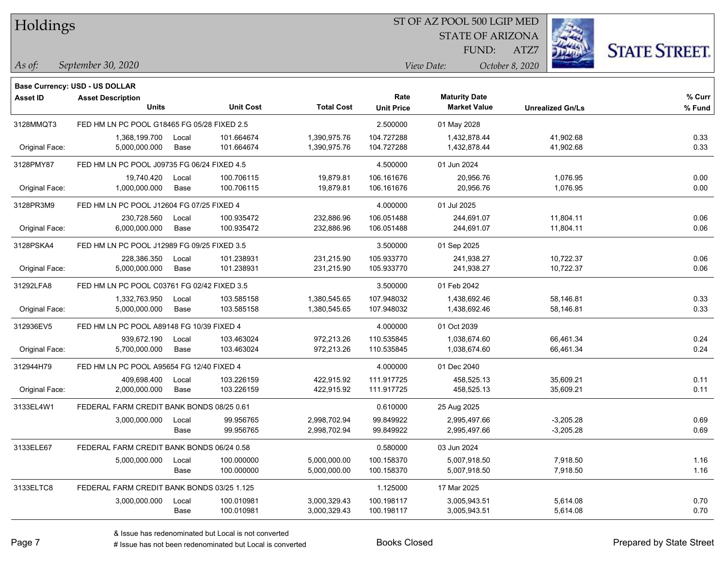# Holdings

ST OF AZ POOL 500 LGIP MED
STATE OF ARIZONA
FUND: ATZ7

*As of:* *September 30, 2020*

*View Date:* *October 8, 2020*

STATE STREET.

**Base Currency: USD - US DOLLAR**

| Asset ID | Asset Description / Units | | Unit Cost | Total Cost | Rate / Unit Price | Maturity Date / Market Value | Unrealized Gn/Ls | % Curr / % Fund |
|---|---|---|---|---|---|---|---|---|
| 3128MMQT3 | FED HM LN PC POOL G18465 FG 05/28 FIXED 2.5 | | | | 2.500000 | 01 May 2028 | | |
| | 1,368,199.700 | Local | 101.664674 | 1,390,975.76 | 104.727288 | 1,432,878.44 | 41,902.68 | 0.33 |
| Original Face: | 5,000,000.000 | Base | 101.664674 | 1,390,975.76 | 104.727288 | 1,432,878.44 | 41,902.68 | 0.33 |
| 3128PMY87 | FED HM LN PC POOL J09735 FG 06/24 FIXED 4.5 | | | | 4.500000 | 01 Jun 2024 | | |
| | 19,740.420 | Local | 100.706115 | 19,879.81 | 106.161676 | 20,956.76 | 1,076.95 | 0.00 |
| Original Face: | 1,000,000.000 | Base | 100.706115 | 19,879.81 | 106.161676 | 20,956.76 | 1,076.95 | 0.00 |
| 3128PR3M9 | FED HM LN PC POOL J12604 FG 07/25 FIXED 4 | | | | 4.000000 | 01 Jul 2025 | | |
| | 230,728.560 | Local | 100.935472 | 232,886.96 | 106.051488 | 244,691.07 | 11,804.11 | 0.06 |
| Original Face: | 6,000,000.000 | Base | 100.935472 | 232,886.96 | 106.051488 | 244,691.07 | 11,804.11 | 0.06 |
| 3128PSKA4 | FED HM LN PC POOL J12989 FG 09/25 FIXED 3.5 | | | | 3.500000 | 01 Sep 2025 | | |
| | 228,386.350 | Local | 101.238931 | 231,215.90 | 105.933770 | 241,938.27 | 10,722.37 | 0.06 |
| Original Face: | 5,000,000.000 | Base | 101.238931 | 231,215.90 | 105.933770 | 241,938.27 | 10,722.37 | 0.06 |
| 31292LFA8 | FED HM LN PC POOL C03761 FG 02/42 FIXED 3.5 | | | | 3.500000 | 01 Feb 2042 | | |
| | 1,332,763.950 | Local | 103.585158 | 1,380,545.65 | 107.948032 | 1,438,692.46 | 58,146.81 | 0.33 |
| Original Face: | 5,000,000.000 | Base | 103.585158 | 1,380,545.65 | 107.948032 | 1,438,692.46 | 58,146.81 | 0.33 |
| 312936EV5 | FED HM LN PC POOL A89148 FG 10/39 FIXED 4 | | | | 4.000000 | 01 Oct 2039 | | |
| | 939,672.190 | Local | 103.463024 | 972,213.26 | 110.535845 | 1,038,674.60 | 66,461.34 | 0.24 |
| Original Face: | 5,700,000.000 | Base | 103.463024 | 972,213.26 | 110.535845 | 1,038,674.60 | 66,461.34 | 0.24 |
| 312944H79 | FED HM LN PC POOL A95654 FG 12/40 FIXED 4 | | | | 4.000000 | 01 Dec 2040 | | |
| | 409,698.400 | Local | 103.226159 | 422,915.92 | 111.917725 | 458,525.13 | 35,609.21 | 0.11 |
| Original Face: | 2,000,000.000 | Base | 103.226159 | 422,915.92 | 111.917725 | 458,525.13 | 35,609.21 | 0.11 |
| 3133EL4W1 | FEDERAL FARM CREDIT BANK BONDS 08/25 0.61 | | | | 0.610000 | 25 Aug 2025 | | |
| | 3,000,000.000 | Local | 99.956765 | 2,998,702.94 | 99.849922 | 2,995,497.66 | -3,205.28 | 0.69 |
| | | Base | 99.956765 | 2,998,702.94 | 99.849922 | 2,995,497.66 | -3,205.28 | 0.69 |
| 3133ELE67 | FEDERAL FARM CREDIT BANK BONDS 06/24 0.58 | | | | 0.580000 | 03 Jun 2024 | | |
| | 5,000,000.000 | Local | 100.000000 | 5,000,000.00 | 100.158370 | 5,007,918.50 | 7,918.50 | 1.16 |
| | | Base | 100.000000 | 5,000,000.00 | 100.158370 | 5,007,918.50 | 7,918.50 | 1.16 |
| 3133ELTC8 | FEDERAL FARM CREDIT BANK BONDS 03/25 1.125 | | | | 1.125000 | 17 Mar 2025 | | |
| | 3,000,000.000 | Local | 100.010981 | 3,000,329.43 | 100.198117 | 3,005,943.51 | 5,614.08 | 0.70 |
| | | Base | 100.010981 | 3,000,329.43 | 100.198117 | 3,005,943.51 | 5,614.08 | 0.70 |

& Issue has redenominated but Local is not converted
# Issue has not been redenominated but Local is converted

Books Closed

Prepared by State Street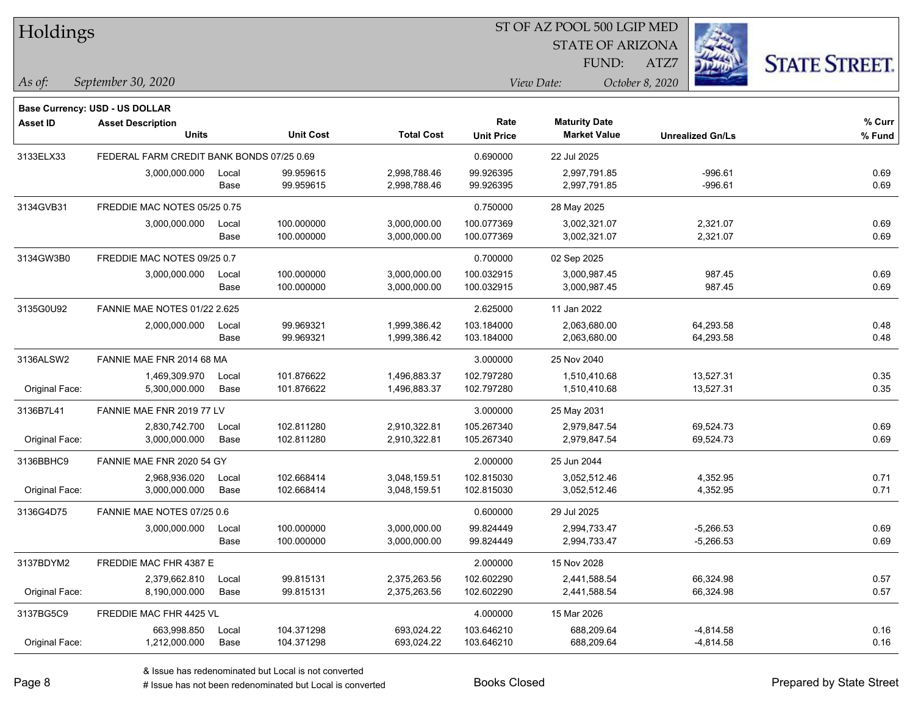# Holdings

ST OF AZ POOL 500 LGIP MED
STATE OF ARIZONA
FUND: ATZ7

*As of:* *September 30, 2020*

*View Date:* *October 8, 2020*

STATE STREET.

**Base Currency: USD - US DOLLAR**

| Asset ID | Asset Description / Units | | Unit Cost | Total Cost | Rate / Unit Price | Maturity Date / Market Value | Unrealized Gn/Ls | % Curr / % Fund |
|---|---|---|---|---|---|---|---|---|
| 3133ELX33 | FEDERAL FARM CREDIT BANK BONDS 07/25 0.69 | | | | 0.690000 | 22 Jul 2025 | | |
| | 3,000,000.000 | Local | 99.959615 | 2,998,788.46 | 99.926395 | 2,997,791.85 | -996.61 | 0.69 |
| | | Base | 99.959615 | 2,998,788.46 | 99.926395 | 2,997,791.85 | -996.61 | 0.69 |
| 3134GVB31 | FREDDIE MAC NOTES 05/25 0.75 | | | | 0.750000 | 28 May 2025 | | |
| | 3,000,000.000 | Local | 100.000000 | 3,000,000.00 | 100.077369 | 3,002,321.07 | 2,321.07 | 0.69 |
| | | Base | 100.000000 | 3,000,000.00 | 100.077369 | 3,002,321.07 | 2,321.07 | 0.69 |
| 3134GW3B0 | FREDDIE MAC NOTES 09/25 0.7 | | | | 0.700000 | 02 Sep 2025 | | |
| | 3,000,000.000 | Local | 100.000000 | 3,000,000.00 | 100.032915 | 3,000,987.45 | 987.45 | 0.69 |
| | | Base | 100.000000 | 3,000,000.00 | 100.032915 | 3,000,987.45 | 987.45 | 0.69 |
| 3135G0U92 | FANNIE MAE NOTES 01/22 2.625 | | | | 2.625000 | 11 Jan 2022 | | |
| | 2,000,000.000 | Local | 99.969321 | 1,999,386.42 | 103.184000 | 2,063,680.00 | 64,293.58 | 0.48 |
| | | Base | 99.969321 | 1,999,386.42 | 103.184000 | 2,063,680.00 | 64,293.58 | 0.48 |
| 3136ALSW2 | FANNIE MAE FNR 2014 68 MA | | | | 3.000000 | 25 Nov 2040 | | |
| | 1,469,309.970 | Local | 101.876622 | 1,496,883.37 | 102.797280 | 1,510,410.68 | 13,527.31 | 0.35 |
| Original Face: | 5,300,000.000 | Base | 101.876622 | 1,496,883.37 | 102.797280 | 1,510,410.68 | 13,527.31 | 0.35 |
| 3136B7L41 | FANNIE MAE FNR 2019 77 LV | | | | 3.000000 | 25 May 2031 | | |
| | 2,830,742.700 | Local | 102.811280 | 2,910,322.81 | 105.267340 | 2,979,847.54 | 69,524.73 | 0.69 |
| Original Face: | 3,000,000.000 | Base | 102.811280 | 2,910,322.81 | 105.267340 | 2,979,847.54 | 69,524.73 | 0.69 |
| 3136BBHC9 | FANNIE MAE FNR 2020 54 GY | | | | 2.000000 | 25 Jun 2044 | | |
| | 2,968,936.020 | Local | 102.668414 | 3,048,159.51 | 102.815030 | 3,052,512.46 | 4,352.95 | 0.71 |
| Original Face: | 3,000,000.000 | Base | 102.668414 | 3,048,159.51 | 102.815030 | 3,052,512.46 | 4,352.95 | 0.71 |
| 3136G4D75 | FANNIE MAE NOTES 07/25 0.6 | | | | 0.600000 | 29 Jul 2025 | | |
| | 3,000,000.000 | Local | 100.000000 | 3,000,000.00 | 99.824449 | 2,994,733.47 | -5,266.53 | 0.69 |
| | | Base | 100.000000 | 3,000,000.00 | 99.824449 | 2,994,733.47 | -5,266.53 | 0.69 |
| 3137BDYM2 | FREDDIE MAC FHR 4387 E | | | | 2.000000 | 15 Nov 2028 | | |
| | 2,379,662.810 | Local | 99.815131 | 2,375,263.56 | 102.602290 | 2,441,588.54 | 66,324.98 | 0.57 |
| Original Face: | 8,190,000.000 | Base | 99.815131 | 2,375,263.56 | 102.602290 | 2,441,588.54 | 66,324.98 | 0.57 |
| 3137BG5C9 | FREDDIE MAC FHR 4425 VL | | | | 4.000000 | 15 Mar 2026 | | |
| | 663,998.850 | Local | 104.371298 | 693,024.22 | 103.646210 | 688,209.64 | -4,814.58 | 0.16 |
| Original Face: | 1,212,000.000 | Base | 104.371298 | 693,024.22 | 103.646210 | 688,209.64 | -4,814.58 | 0.16 |

& Issue has redenominated but Local is not converted
# Issue has not been redenominated but Local is converted

Books Closed

Prepared by State Street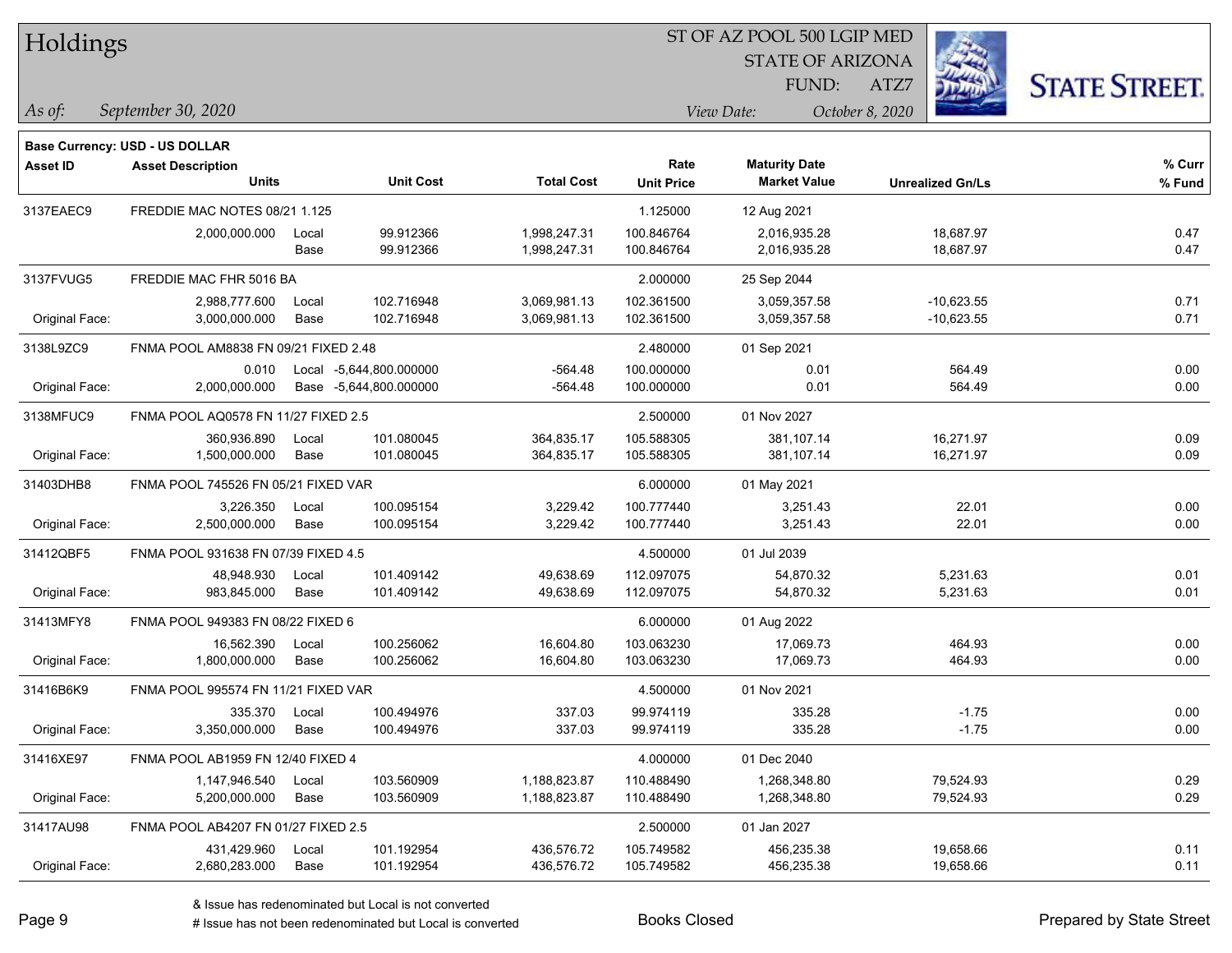# Holdings

ST OF AZ POOL 500 LGIP MED
STATE OF ARIZONA
FUND: ATZ7

*As of:* *September 30, 2020*

*View Date:* *October 8, 2020*

**Base Currency: USD - US DOLLAR**

| Asset ID | Asset Description / Units | | Unit Cost | Total Cost | Rate / Unit Price | Maturity Date / Market Value | Unrealized Gn/Ls | % Curr / % Fund |
|---|---|---|---|---|---|---|---|---|
| 3137EAEC9 | FREDDIE MAC NOTES 08/21 1.125 | | | | 1.125000 | 12 Aug 2021 | | |
| | 2,000,000.000 | Local | 99.912366 | 1,998,247.31 | 100.846764 | 2,016,935.28 | 18,687.97 | 0.47 |
| | | Base | 99.912366 | 1,998,247.31 | 100.846764 | 2,016,935.28 | 18,687.97 | 0.47 |
| 3137FVUG5 | FREDDIE MAC FHR 5016 BA | | | | 2.000000 | 25 Sep 2044 | | |
| | 2,988,777.600 | Local | 102.716948 | 3,069,981.13 | 102.361500 | 3,059,357.58 | -10,623.55 | 0.71 |
| Original Face: | 3,000,000.000 | Base | 102.716948 | 3,069,981.13 | 102.361500 | 3,059,357.58 | -10,623.55 | 0.71 |
| 3138L9ZC9 | FNMA POOL AM8838 FN 09/21 FIXED 2.48 | | | | 2.480000 | 01 Sep 2021 | | |
| | 0.010 | Local | -5,644,800.000000 | -564.48 | 100.000000 | 0.01 | 564.49 | 0.00 |
| Original Face: | 2,000,000.000 | Base | -5,644,800.000000 | -564.48 | 100.000000 | 0.01 | 564.49 | 0.00 |
| 3138MFUC9 | FNMA POOL AQ0578 FN 11/27 FIXED 2.5 | | | | 2.500000 | 01 Nov 2027 | | |
| | 360,936.890 | Local | 101.080045 | 364,835.17 | 105.588305 | 381,107.14 | 16,271.97 | 0.09 |
| Original Face: | 1,500,000.000 | Base | 101.080045 | 364,835.17 | 105.588305 | 381,107.14 | 16,271.97 | 0.09 |
| 31403DHB8 | FNMA POOL 745526 FN 05/21 FIXED VAR | | | | 6.000000 | 01 May 2021 | | |
| | 3,226.350 | Local | 100.095154 | 3,229.42 | 100.777440 | 3,251.43 | 22.01 | 0.00 |
| Original Face: | 2,500,000.000 | Base | 100.095154 | 3,229.42 | 100.777440 | 3,251.43 | 22.01 | 0.00 |
| 31412QBF5 | FNMA POOL 931638 FN 07/39 FIXED 4.5 | | | | 4.500000 | 01 Jul 2039 | | |
| | 48,948.930 | Local | 101.409142 | 49,638.69 | 112.097075 | 54,870.32 | 5,231.63 | 0.01 |
| Original Face: | 983,845.000 | Base | 101.409142 | 49,638.69 | 112.097075 | 54,870.32 | 5,231.63 | 0.01 |
| 31413MFY8 | FNMA POOL 949383 FN 08/22 FIXED 6 | | | | 6.000000 | 01 Aug 2022 | | |
| | 16,562.390 | Local | 100.256062 | 16,604.80 | 103.063230 | 17,069.73 | 464.93 | 0.00 |
| Original Face: | 1,800,000.000 | Base | 100.256062 | 16,604.80 | 103.063230 | 17,069.73 | 464.93 | 0.00 |
| 31416B6K9 | FNMA POOL 995574 FN 11/21 FIXED VAR | | | | 4.500000 | 01 Nov 2021 | | |
| | 335.370 | Local | 100.494976 | 337.03 | 99.974119 | 335.28 | -1.75 | 0.00 |
| Original Face: | 3,350,000.000 | Base | 100.494976 | 337.03 | 99.974119 | 335.28 | -1.75 | 0.00 |
| 31416XE97 | FNMA POOL AB1959 FN 12/40 FIXED 4 | | | | 4.000000 | 01 Dec 2040 | | |
| | 1,147,946.540 | Local | 103.560909 | 1,188,823.87 | 110.488490 | 1,268,348.80 | 79,524.93 | 0.29 |
| Original Face: | 5,200,000.000 | Base | 103.560909 | 1,188,823.87 | 110.488490 | 1,268,348.80 | 79,524.93 | 0.29 |
| 31417AU98 | FNMA POOL AB4207 FN 01/27 FIXED 2.5 | | | | 2.500000 | 01 Jan 2027 | | |
| | 431,429.960 | Local | 101.192954 | 436,576.72 | 105.749582 | 456,235.38 | 19,658.66 | 0.11 |
| Original Face: | 2,680,283.000 | Base | 101.192954 | 436,576.72 | 105.749582 | 456,235.38 | 19,658.66 | 0.11 |

& Issue has redenominated but Local is not converted

# Issue has not been redenominated but Local is converted

Books Closed

Prepared by State Street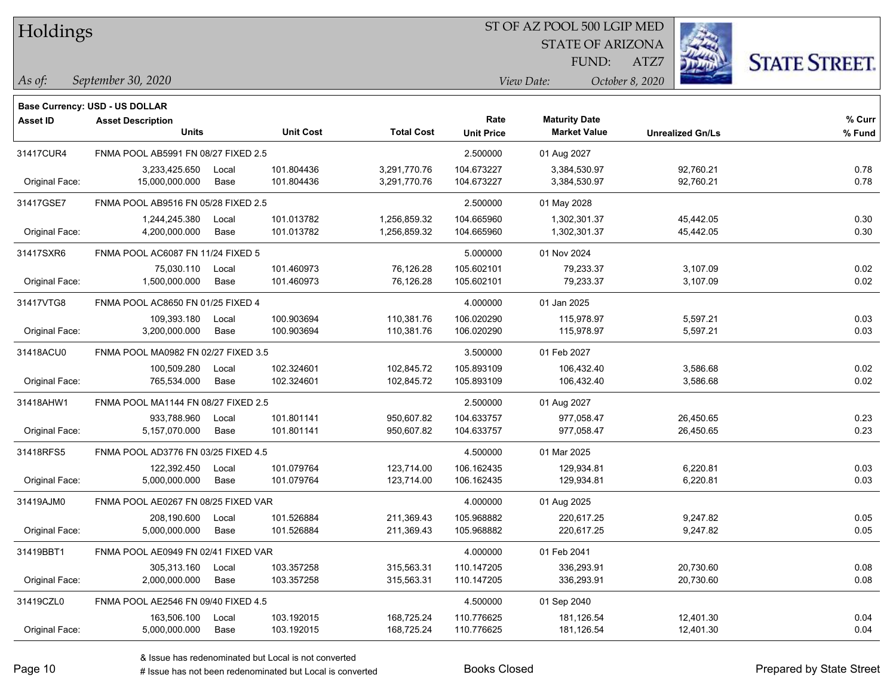# Holdings

ST OF AZ POOL 500 LGIP MED
STATE OF ARIZONA
FUND: ATZ7

*As of:* *September 30, 2020*

*View Date:* *October 8, 2020*

**Base Currency: USD - US DOLLAR**

| Asset ID | Asset Description / Units | | Unit Cost | Total Cost | Rate / Unit Price | Maturity Date / Market Value | Unrealized Gn/Ls | % Curr / % Fund |
|---|---|---|---|---|---|---|---|---|
| 31417CUR4 | FNMA POOL AB5991 FN 08/27 FIXED 2.5 | | | | 2.500000 | 01 Aug 2027 | | |
| | 3,233,425.650 | Local | 101.804436 | 3,291,770.76 | 104.673227 | 3,384,530.97 | 92,760.21 | 0.78 |
| Original Face: | 15,000,000.000 | Base | 101.804436 | 3,291,770.76 | 104.673227 | 3,384,530.97 | 92,760.21 | 0.78 |
| 31417GSE7 | FNMA POOL AB9516 FN 05/28 FIXED 2.5 | | | | 2.500000 | 01 May 2028 | | |
| | 1,244,245.380 | Local | 101.013782 | 1,256,859.32 | 104.665960 | 1,302,301.37 | 45,442.05 | 0.30 |
| Original Face: | 4,200,000.000 | Base | 101.013782 | 1,256,859.32 | 104.665960 | 1,302,301.37 | 45,442.05 | 0.30 |
| 31417SXR6 | FNMA POOL AC6087 FN 11/24 FIXED 5 | | | | 5.000000 | 01 Nov 2024 | | |
| | 75,030.110 | Local | 101.460973 | 76,126.28 | 105.602101 | 79,233.37 | 3,107.09 | 0.02 |
| Original Face: | 1,500,000.000 | Base | 101.460973 | 76,126.28 | 105.602101 | 79,233.37 | 3,107.09 | 0.02 |
| 31417VTG8 | FNMA POOL AC8650 FN 01/25 FIXED 4 | | | | 4.000000 | 01 Jan 2025 | | |
| | 109,393.180 | Local | 100.903694 | 110,381.76 | 106.020290 | 115,978.97 | 5,597.21 | 0.03 |
| Original Face: | 3,200,000.000 | Base | 100.903694 | 110,381.76 | 106.020290 | 115,978.97 | 5,597.21 | 0.03 |
| 31418ACU0 | FNMA POOL MA0982 FN 02/27 FIXED 3.5 | | | | 3.500000 | 01 Feb 2027 | | |
| | 100,509.280 | Local | 102.324601 | 102,845.72 | 105.893109 | 106,432.40 | 3,586.68 | 0.02 |
| Original Face: | 765,534.000 | Base | 102.324601 | 102,845.72 | 105.893109 | 106,432.40 | 3,586.68 | 0.02 |
| 31418AHW1 | FNMA POOL MA1144 FN 08/27 FIXED 2.5 | | | | 2.500000 | 01 Aug 2027 | | |
| | 933,788.960 | Local | 101.801141 | 950,607.82 | 104.633757 | 977,058.47 | 26,450.65 | 0.23 |
| Original Face: | 5,157,070.000 | Base | 101.801141 | 950,607.82 | 104.633757 | 977,058.47 | 26,450.65 | 0.23 |
| 31418RFS5 | FNMA POOL AD3776 FN 03/25 FIXED 4.5 | | | | 4.500000 | 01 Mar 2025 | | |
| | 122,392.450 | Local | 101.079764 | 123,714.00 | 106.162435 | 129,934.81 | 6,220.81 | 0.03 |
| Original Face: | 5,000,000.000 | Base | 101.079764 | 123,714.00 | 106.162435 | 129,934.81 | 6,220.81 | 0.03 |
| 31419AJM0 | FNMA POOL AE0267 FN 08/25 FIXED VAR | | | | 4.000000 | 01 Aug 2025 | | |
| | 208,190.600 | Local | 101.526884 | 211,369.43 | 105.968882 | 220,617.25 | 9,247.82 | 0.05 |
| Original Face: | 5,000,000.000 | Base | 101.526884 | 211,369.43 | 105.968882 | 220,617.25 | 9,247.82 | 0.05 |
| 31419BBT1 | FNMA POOL AE0949 FN 02/41 FIXED VAR | | | | 4.000000 | 01 Feb 2041 | | |
| | 305,313.160 | Local | 103.357258 | 315,563.31 | 110.147205 | 336,293.91 | 20,730.60 | 0.08 |
| Original Face: | 2,000,000.000 | Base | 103.357258 | 315,563.31 | 110.147205 | 336,293.91 | 20,730.60 | 0.08 |
| 31419CZL0 | FNMA POOL AE2546 FN 09/40 FIXED 4.5 | | | | 4.500000 | 01 Sep 2040 | | |
| | 163,506.100 | Local | 103.192015 | 168,725.24 | 110.776625 | 181,126.54 | 12,401.30 | 0.04 |
| Original Face: | 5,000,000.000 | Base | 103.192015 | 168,725.24 | 110.776625 | 181,126.54 | 12,401.30 | 0.04 |

& Issue has redenominated but Local is not converted
# Issue has not been redenominated but Local is converted

Books Closed

Prepared by State Street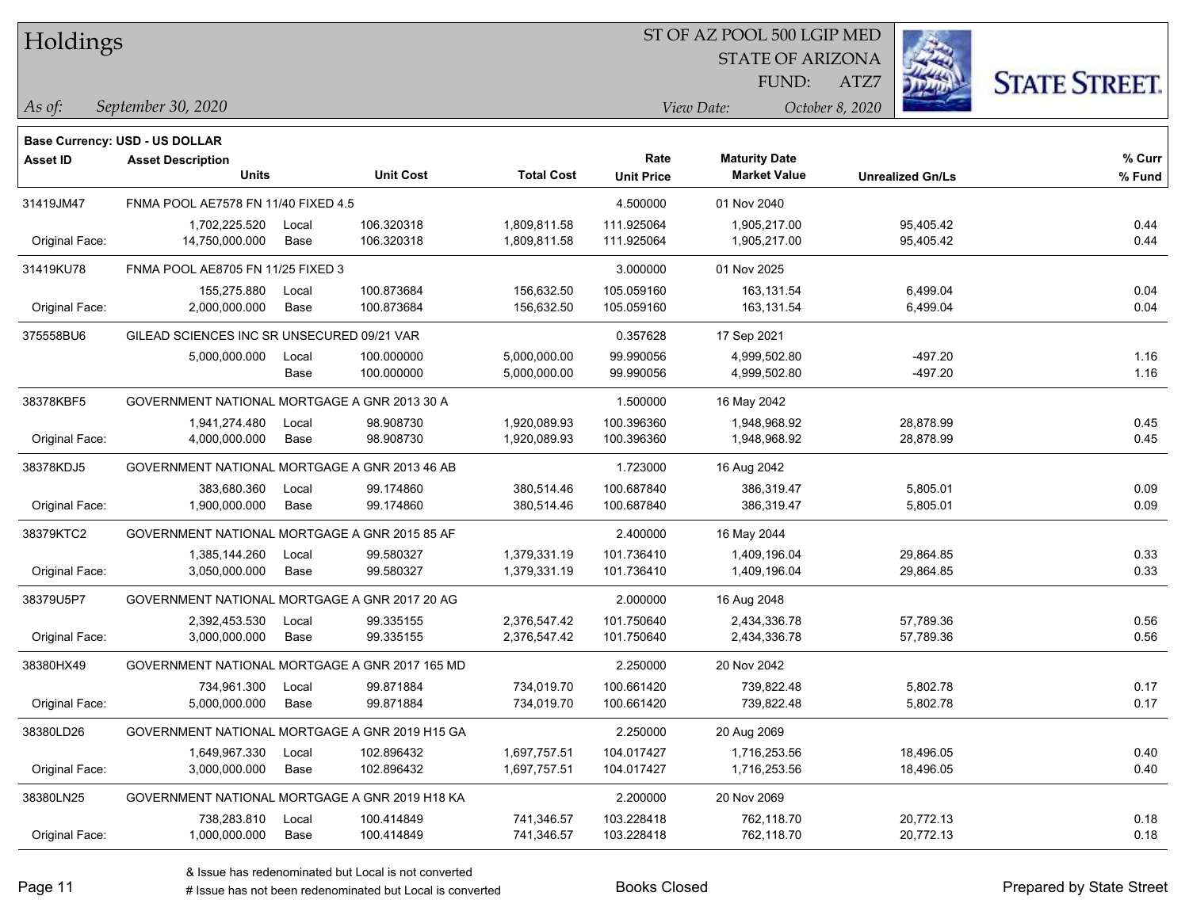# Holdings

ST OF AZ POOL 500 LGIP MED
STATE OF ARIZONA
FUND: ATZ7

*As of:* *September 30, 2020*

*View Date:* *October 8, 2020*

**Base Currency: USD - US DOLLAR**

| Asset ID | Asset Description / Units | | Unit Cost | Total Cost | Rate / Unit Price | Maturity Date / Market Value | Unrealized Gn/Ls | % Curr / % Fund |
|---|---|---|---|---|---|---|---|---|
| 31419JM47 | FNMA POOL AE7578 FN 11/40 FIXED 4.5 | | | | 4.500000 | 01 Nov 2040 | | |
| | 1,702,225.520 | Local | 106.320318 | 1,809,811.58 | 111.925064 | 1,905,217.00 | 95,405.42 | 0.44 |
| Original Face: | 14,750,000.000 | Base | 106.320318 | 1,809,811.58 | 111.925064 | 1,905,217.00 | 95,405.42 | 0.44 |
| 31419KU78 | FNMA POOL AE8705 FN 11/25 FIXED 3 | | | | 3.000000 | 01 Nov 2025 | | |
| | 155,275.880 | Local | 100.873684 | 156,632.50 | 105.059160 | 163,131.54 | 6,499.04 | 0.04 |
| Original Face: | 2,000,000.000 | Base | 100.873684 | 156,632.50 | 105.059160 | 163,131.54 | 6,499.04 | 0.04 |
| 375558BU6 | GILEAD SCIENCES INC SR UNSECURED 09/21 VAR | | | | 0.357628 | 17 Sep 2021 | | |
| | 5,000,000.000 | Local | 100.000000 | 5,000,000.00 | 99.990056 | 4,999,502.80 | -497.20 | 1.16 |
| | | Base | 100.000000 | 5,000,000.00 | 99.990056 | 4,999,502.80 | -497.20 | 1.16 |
| 38378KBF5 | GOVERNMENT NATIONAL MORTGAGE A GNR 2013 30 A | | | | 1.500000 | 16 May 2042 | | |
| | 1,941,274.480 | Local | 98.908730 | 1,920,089.93 | 100.396360 | 1,948,968.92 | 28,878.99 | 0.45 |
| Original Face: | 4,000,000.000 | Base | 98.908730 | 1,920,089.93 | 100.396360 | 1,948,968.92 | 28,878.99 | 0.45 |
| 38378KDJ5 | GOVERNMENT NATIONAL MORTGAGE A GNR 2013 46 AB | | | | 1.723000 | 16 Aug 2042 | | |
| | 383,680.360 | Local | 99.174860 | 380,514.46 | 100.687840 | 386,319.47 | 5,805.01 | 0.09 |
| Original Face: | 1,900,000.000 | Base | 99.174860 | 380,514.46 | 100.687840 | 386,319.47 | 5,805.01 | 0.09 |
| 38379KTC2 | GOVERNMENT NATIONAL MORTGAGE A GNR 2015 85 AF | | | | 2.400000 | 16 May 2044 | | |
| | 1,385,144.260 | Local | 99.580327 | 1,379,331.19 | 101.736410 | 1,409,196.04 | 29,864.85 | 0.33 |
| Original Face: | 3,050,000.000 | Base | 99.580327 | 1,379,331.19 | 101.736410 | 1,409,196.04 | 29,864.85 | 0.33 |
| 38379U5P7 | GOVERNMENT NATIONAL MORTGAGE A GNR 2017 20 AG | | | | 2.000000 | 16 Aug 2048 | | |
| | 2,392,453.530 | Local | 99.335155 | 2,376,547.42 | 101.750640 | 2,434,336.78 | 57,789.36 | 0.56 |
| Original Face: | 3,000,000.000 | Base | 99.335155 | 2,376,547.42 | 101.750640 | 2,434,336.78 | 57,789.36 | 0.56 |
| 38380HX49 | GOVERNMENT NATIONAL MORTGAGE A GNR 2017 165 MD | | | | 2.250000 | 20 Nov 2042 | | |
| | 734,961.300 | Local | 99.871884 | 734,019.70 | 100.661420 | 739,822.48 | 5,802.78 | 0.17 |
| Original Face: | 5,000,000.000 | Base | 99.871884 | 734,019.70 | 100.661420 | 739,822.48 | 5,802.78 | 0.17 |
| 38380LD26 | GOVERNMENT NATIONAL MORTGAGE A GNR 2019 H15 GA | | | | 2.250000 | 20 Aug 2069 | | |
| | 1,649,967.330 | Local | 102.896432 | 1,697,757.51 | 104.017427 | 1,716,253.56 | 18,496.05 | 0.40 |
| Original Face: | 3,000,000.000 | Base | 102.896432 | 1,697,757.51 | 104.017427 | 1,716,253.56 | 18,496.05 | 0.40 |
| 38380LN25 | GOVERNMENT NATIONAL MORTGAGE A GNR 2019 H18 KA | | | | 2.200000 | 20 Nov 2069 | | |
| | 738,283.810 | Local | 100.414849 | 741,346.57 | 103.228418 | 762,118.70 | 20,772.13 | 0.18 |
| Original Face: | 1,000,000.000 | Base | 100.414849 | 741,346.57 | 103.228418 | 762,118.70 | 20,772.13 | 0.18 |

& Issue has redenominated but Local is not converted
# Issue has not been redenominated but Local is converted

Books Closed

Prepared by State Street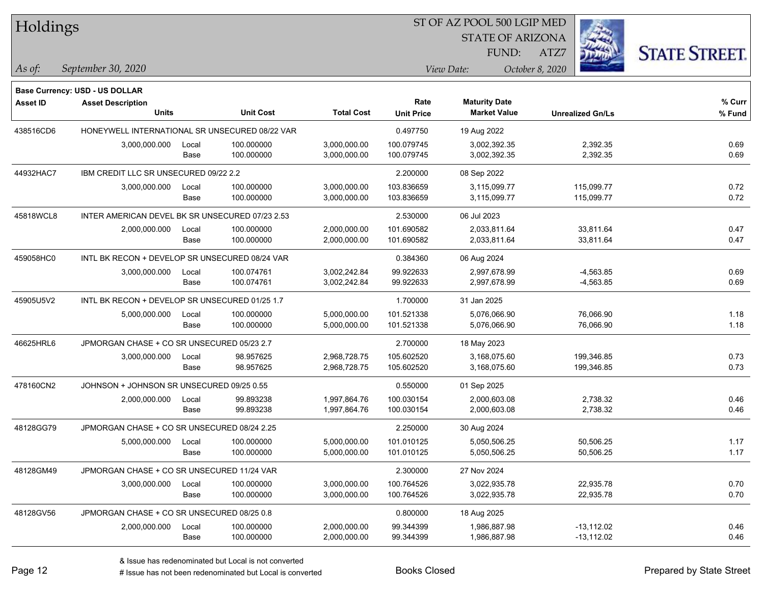# Holdings

ST OF AZ POOL 500 LGIP MED
STATE OF ARIZONA
FUND: ATZ7

*As of:* *September 30, 2020*

*View Date:* *October 8, 2020*

**Base Currency: USD - US DOLLAR**

| Asset ID | Asset Description / Units | | Unit Cost | Total Cost | Rate / Unit Price | Maturity Date / Market Value | Unrealized Gn/Ls | % Curr / % Fund |
|---|---|---|---|---|---|---|---|---|
| 438516CD6 | HONEYWELL INTERNATIONAL SR UNSECURED 08/22 VAR | | | | 0.497750 | 19 Aug 2022 | | |
| | 3,000,000.000 | Local | 100.000000 | 3,000,000.00 | 100.079745 | 3,002,392.35 | 2,392.35 | 0.69 |
| | | Base | 100.000000 | 3,000,000.00 | 100.079745 | 3,002,392.35 | 2,392.35 | 0.69 |
| 44932HAC7 | IBM CREDIT LLC SR UNSECURED 09/22 2.2 | | | | 2.200000 | 08 Sep 2022 | | |
| | 3,000,000.000 | Local | 100.000000 | 3,000,000.00 | 103.836659 | 3,115,099.77 | 115,099.77 | 0.72 |
| | | Base | 100.000000 | 3,000,000.00 | 103.836659 | 3,115,099.77 | 115,099.77 | 0.72 |
| 45818WCL8 | INTER AMERICAN DEVEL BK SR UNSECURED 07/23 2.53 | | | | 2.530000 | 06 Jul 2023 | | |
| | 2,000,000.000 | Local | 100.000000 | 2,000,000.00 | 101.690582 | 2,033,811.64 | 33,811.64 | 0.47 |
| | | Base | 100.000000 | 2,000,000.00 | 101.690582 | 2,033,811.64 | 33,811.64 | 0.47 |
| 459058HC0 | INTL BK RECON + DEVELOP SR UNSECURED 08/24 VAR | | | | 0.384360 | 06 Aug 2024 | | |
| | 3,000,000.000 | Local | 100.074761 | 3,002,242.84 | 99.922633 | 2,997,678.99 | -4,563.85 | 0.69 |
| | | Base | 100.074761 | 3,002,242.84 | 99.922633 | 2,997,678.99 | -4,563.85 | 0.69 |
| 45905U5V2 | INTL BK RECON + DEVELOP SR UNSECURED 01/25 1.7 | | | | 1.700000 | 31 Jan 2025 | | |
| | 5,000,000.000 | Local | 100.000000 | 5,000,000.00 | 101.521338 | 5,076,066.90 | 76,066.90 | 1.18 |
| | | Base | 100.000000 | 5,000,000.00 | 101.521338 | 5,076,066.90 | 76,066.90 | 1.18 |
| 46625HRL6 | JPMORGAN CHASE + CO SR UNSECURED 05/23 2.7 | | | | 2.700000 | 18 May 2023 | | |
| | 3,000,000.000 | Local | 98.957625 | 2,968,728.75 | 105.602520 | 3,168,075.60 | 199,346.85 | 0.73 |
| | | Base | 98.957625 | 2,968,728.75 | 105.602520 | 3,168,075.60 | 199,346.85 | 0.73 |
| 478160CN2 | JOHNSON + JOHNSON SR UNSECURED 09/25 0.55 | | | | 0.550000 | 01 Sep 2025 | | |
| | 2,000,000.000 | Local | 99.893238 | 1,997,864.76 | 100.030154 | 2,000,603.08 | 2,738.32 | 0.46 |
| | | Base | 99.893238 | 1,997,864.76 | 100.030154 | 2,000,603.08 | 2,738.32 | 0.46 |
| 48128GG79 | JPMORGAN CHASE + CO SR UNSECURED 08/24 2.25 | | | | 2.250000 | 30 Aug 2024 | | |
| | 5,000,000.000 | Local | 100.000000 | 5,000,000.00 | 101.010125 | 5,050,506.25 | 50,506.25 | 1.17 |
| | | Base | 100.000000 | 5,000,000.00 | 101.010125 | 5,050,506.25 | 50,506.25 | 1.17 |
| 48128GM49 | JPMORGAN CHASE + CO SR UNSECURED 11/24 VAR | | | | 2.300000 | 27 Nov 2024 | | |
| | 3,000,000.000 | Local | 100.000000 | 3,000,000.00 | 100.764526 | 3,022,935.78 | 22,935.78 | 0.70 |
| | | Base | 100.000000 | 3,000,000.00 | 100.764526 | 3,022,935.78 | 22,935.78 | 0.70 |
| 48128GV56 | JPMORGAN CHASE + CO SR UNSECURED 08/25 0.8 | | | | 0.800000 | 18 Aug 2025 | | |
| | 2,000,000.000 | Local | 100.000000 | 2,000,000.00 | 99.344399 | 1,986,887.98 | -13,112.02 | 0.46 |
| | | Base | 100.000000 | 2,000,000.00 | 99.344399 | 1,986,887.98 | -13,112.02 | 0.46 |

& Issue has redenominated but Local is not converted
# Issue has not been redenominated but Local is converted

Books Closed

Prepared by State Street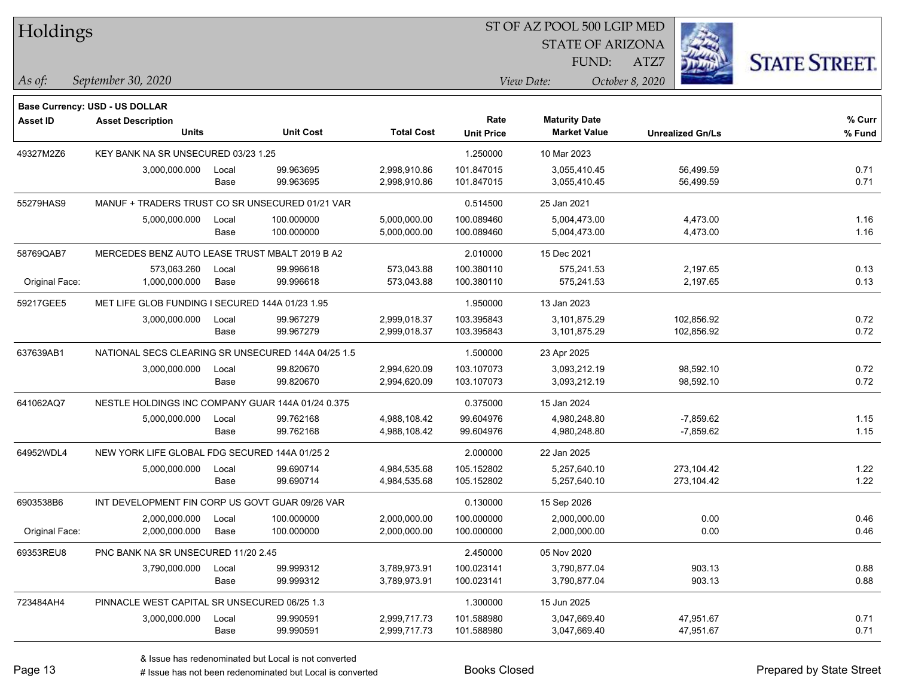# Holdings

ST OF AZ POOL 500 LGIP MED
STATE OF ARIZONA
FUND: ATZ7

*As of:* *September 30, 2020*
*View Date:* *October 8, 2020*

**Base Currency: USD - US DOLLAR**

| Asset ID | Asset Description / Units | | Unit Cost | Total Cost | Rate / Unit Price | Maturity Date / Market Value | Unrealized Gn/Ls | % Curr / % Fund |
|---|---|---|---|---|---|---|---|---|
| 49327M2Z6 | KEY BANK NA SR UNSECURED 03/23 1.25 | | | | 1.250000 | 10 Mar 2023 | | |
| | 3,000,000.000 | Local | 99.963695 | 2,998,910.86 | 101.847015 | 3,055,410.45 | 56,499.59 | 0.71 |
| | | Base | 99.963695 | 2,998,910.86 | 101.847015 | 3,055,410.45 | 56,499.59 | 0.71 |
| 55279HAS9 | MANUF + TRADERS TRUST CO SR UNSECURED 01/21 VAR | | | | 0.514500 | 25 Jan 2021 | | |
| | 5,000,000.000 | Local | 100.000000 | 5,000,000.00 | 100.089460 | 5,004,473.00 | 4,473.00 | 1.16 |
| | | Base | 100.000000 | 5,000,000.00 | 100.089460 | 5,004,473.00 | 4,473.00 | 1.16 |
| 58769QAB7 | MERCEDES BENZ AUTO LEASE TRUST MBALT 2019 B A2 | | | | 2.010000 | 15 Dec 2021 | | |
| | 573,063.260 | Local | 99.996618 | 573,043.88 | 100.380110 | 575,241.53 | 2,197.65 | 0.13 |
| Original Face: | 1,000,000.000 | Base | 99.996618 | 573,043.88 | 100.380110 | 575,241.53 | 2,197.65 | 0.13 |
| 59217GEE5 | MET LIFE GLOB FUNDING I SECURED 144A 01/23 1.95 | | | | 1.950000 | 13 Jan 2023 | | |
| | 3,000,000.000 | Local | 99.967279 | 2,999,018.37 | 103.395843 | 3,101,875.29 | 102,856.92 | 0.72 |
| | | Base | 99.967279 | 2,999,018.37 | 103.395843 | 3,101,875.29 | 102,856.92 | 0.72 |
| 637639AB1 | NATIONAL SECS CLEARING SR UNSECURED 144A 04/25 1.5 | | | | 1.500000 | 23 Apr 2025 | | |
| | 3,000,000.000 | Local | 99.820670 | 2,994,620.09 | 103.107073 | 3,093,212.19 | 98,592.10 | 0.72 |
| | | Base | 99.820670 | 2,994,620.09 | 103.107073 | 3,093,212.19 | 98,592.10 | 0.72 |
| 641062AQ7 | NESTLE HOLDINGS INC COMPANY GUAR 144A 01/24 0.375 | | | | 0.375000 | 15 Jan 2024 | | |
| | 5,000,000.000 | Local | 99.762168 | 4,988,108.42 | 99.604976 | 4,980,248.80 | -7,859.62 | 1.15 |
| | | Base | 99.762168 | 4,988,108.42 | 99.604976 | 4,980,248.80 | -7,859.62 | 1.15 |
| 64952WDL4 | NEW YORK LIFE GLOBAL FDG SECURED 144A 01/25 2 | | | | 2.000000 | 22 Jan 2025 | | |
| | 5,000,000.000 | Local | 99.690714 | 4,984,535.68 | 105.152802 | 5,257,640.10 | 273,104.42 | 1.22 |
| | | Base | 99.690714 | 4,984,535.68 | 105.152802 | 5,257,640.10 | 273,104.42 | 1.22 |
| 6903538B6 | INT DEVELOPMENT FIN CORP US GOVT GUAR 09/26 VAR | | | | 0.130000 | 15 Sep 2026 | | |
| | 2,000,000.000 | Local | 100.000000 | 2,000,000.00 | 100.000000 | 2,000,000.00 | 0.00 | 0.46 |
| Original Face: | 2,000,000.000 | Base | 100.000000 | 2,000,000.00 | 100.000000 | 2,000,000.00 | 0.00 | 0.46 |
| 69353REU8 | PNC BANK NA SR UNSECURED 11/20 2.45 | | | | 2.450000 | 05 Nov 2020 | | |
| | 3,790,000.000 | Local | 99.999312 | 3,789,973.91 | 100.023141 | 3,790,877.04 | 903.13 | 0.88 |
| | | Base | 99.999312 | 3,789,973.91 | 100.023141 | 3,790,877.04 | 903.13 | 0.88 |
| 723484AH4 | PINNACLE WEST CAPITAL SR UNSECURED 06/25 1.3 | | | | 1.300000 | 15 Jun 2025 | | |
| | 3,000,000.000 | Local | 99.990591 | 2,999,717.73 | 101.588980 | 3,047,669.40 | 47,951.67 | 0.71 |
| | | Base | 99.990591 | 2,999,717.73 | 101.588980 | 3,047,669.40 | 47,951.67 | 0.71 |

& Issue has redenominated but Local is not converted
# Issue has not been redenominated but Local is converted

Books Closed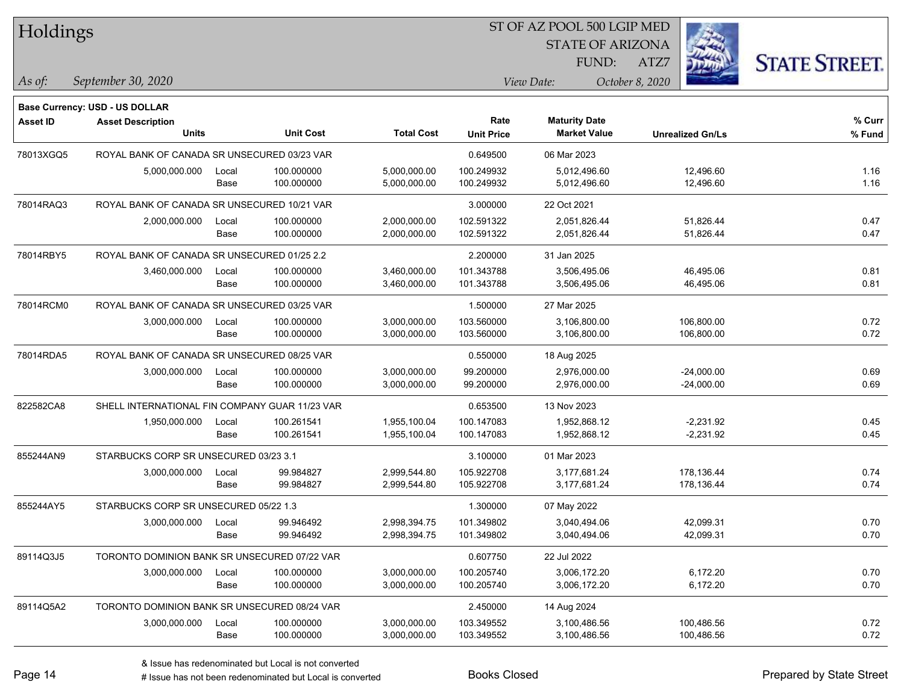# Holdings

ST OF AZ POOL 500 LGIP MED
STATE OF ARIZONA
FUND: ATZ7

*As of:* September 30, 2020

*View Date:* October 8, 2020

**Base Currency: USD - US DOLLAR**

| Asset ID | Asset Description / Units | | Unit Cost | Total Cost | Rate / Unit Price | Maturity Date / Market Value | Unrealized Gn/Ls | % Curr / % Fund |
|---|---|---|---|---|---|---|---|---|
| 78013XGQ5 | ROYAL BANK OF CANADA SR UNSECURED 03/23 VAR | | | | 0.649500 | 06 Mar 2023 | | |
| | 5,000,000.000 | Local | 100.000000 | 5,000,000.00 | 100.249932 | 5,012,496.60 | 12,496.60 | 1.16 |
| | | Base | 100.000000 | 5,000,000.00 | 100.249932 | 5,012,496.60 | 12,496.60 | 1.16 |
| 78014RAQ3 | ROYAL BANK OF CANADA SR UNSECURED 10/21 VAR | | | | 3.000000 | 22 Oct 2021 | | |
| | 2,000,000.000 | Local | 100.000000 | 2,000,000.00 | 102.591322 | 2,051,826.44 | 51,826.44 | 0.47 |
| | | Base | 100.000000 | 2,000,000.00 | 102.591322 | 2,051,826.44 | 51,826.44 | 0.47 |
| 78014RBY5 | ROYAL BANK OF CANADA SR UNSECURED 01/25 2.2 | | | | 2.200000 | 31 Jan 2025 | | |
| | 3,460,000.000 | Local | 100.000000 | 3,460,000.00 | 101.343788 | 3,506,495.06 | 46,495.06 | 0.81 |
| | | Base | 100.000000 | 3,460,000.00 | 101.343788 | 3,506,495.06 | 46,495.06 | 0.81 |
| 78014RCM0 | ROYAL BANK OF CANADA SR UNSECURED 03/25 VAR | | | | 1.500000 | 27 Mar 2025 | | |
| | 3,000,000.000 | Local | 100.000000 | 3,000,000.00 | 103.560000 | 3,106,800.00 | 106,800.00 | 0.72 |
| | | Base | 100.000000 | 3,000,000.00 | 103.560000 | 3,106,800.00 | 106,800.00 | 0.72 |
| 78014RDA5 | ROYAL BANK OF CANADA SR UNSECURED 08/25 VAR | | | | 0.550000 | 18 Aug 2025 | | |
| | 3,000,000.000 | Local | 100.000000 | 3,000,000.00 | 99.200000 | 2,976,000.00 | -24,000.00 | 0.69 |
| | | Base | 100.000000 | 3,000,000.00 | 99.200000 | 2,976,000.00 | -24,000.00 | 0.69 |
| 822582CA8 | SHELL INTERNATIONAL FIN COMPANY GUAR 11/23 VAR | | | | 0.653500 | 13 Nov 2023 | | |
| | 1,950,000.000 | Local | 100.261541 | 1,955,100.04 | 100.147083 | 1,952,868.12 | -2,231.92 | 0.45 |
| | | Base | 100.261541 | 1,955,100.04 | 100.147083 | 1,952,868.12 | -2,231.92 | 0.45 |
| 855244AN9 | STARBUCKS CORP SR UNSECURED 03/23 3.1 | | | | 3.100000 | 01 Mar 2023 | | |
| | 3,000,000.000 | Local | 99.984827 | 2,999,544.80 | 105.922708 | 3,177,681.24 | 178,136.44 | 0.74 |
| | | Base | 99.984827 | 2,999,544.80 | 105.922708 | 3,177,681.24 | 178,136.44 | 0.74 |
| 855244AY5 | STARBUCKS CORP SR UNSECURED 05/22 1.3 | | | | 1.300000 | 07 May 2022 | | |
| | 3,000,000.000 | Local | 99.946492 | 2,998,394.75 | 101.349802 | 3,040,494.06 | 42,099.31 | 0.70 |
| | | Base | 99.946492 | 2,998,394.75 | 101.349802 | 3,040,494.06 | 42,099.31 | 0.70 |
| 89114Q3J5 | TORONTO DOMINION BANK SR UNSECURED 07/22 VAR | | | | 0.607750 | 22 Jul 2022 | | |
| | 3,000,000.000 | Local | 100.000000 | 3,000,000.00 | 100.205740 | 3,006,172.20 | 6,172.20 | 0.70 |
| | | Base | 100.000000 | 3,000,000.00 | 100.205740 | 3,006,172.20 | 6,172.20 | 0.70 |
| 89114Q5A2 | TORONTO DOMINION BANK SR UNSECURED 08/24 VAR | | | | 2.450000 | 14 Aug 2024 | | |
| | 3,000,000.000 | Local | 100.000000 | 3,000,000.00 | 103.349552 | 3,100,486.56 | 100,486.56 | 0.72 |
| | | Base | 100.000000 | 3,000,000.00 | 103.349552 | 3,100,486.56 | 100,486.56 | 0.72 |

& Issue has redenominated but Local is not converted
# Issue has not been redenominated but Local is converted

Books Closed

Prepared by State Street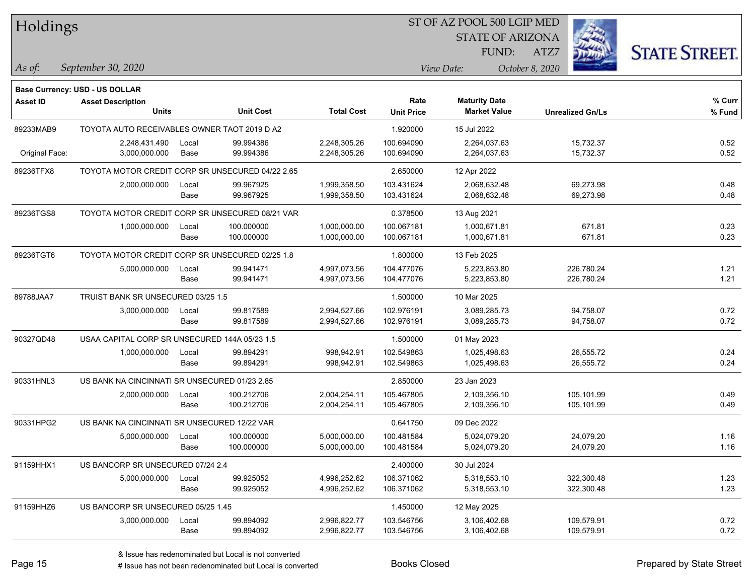# Holdings

ST OF AZ POOL 500 LGIP MED
STATE OF ARIZONA
FUND: ATZ7

*As of:* *September 30, 2020*

*View Date:* *October 8, 2020*

**Base Currency: USD - US DOLLAR**

| Asset ID | Asset Description / Units | | Unit Cost | Total Cost | Rate / Unit Price | Maturity Date / Market Value | Unrealized Gn/Ls | % Curr / % Fund |
|---|---|---|---|---|---|---|---|---|
| 89233MAB9 | TOYOTA AUTO RECEIVABLES OWNER TAOT 2019 D A2 | | | | 1.920000 | 15 Jul 2022 | | |
| | 2,248,431.490 | Local | 99.994386 | 2,248,305.26 | 100.694090 | 2,264,037.63 | 15,732.37 | 0.52 |
| Original Face: | 3,000,000.000 | Base | 99.994386 | 2,248,305.26 | 100.694090 | 2,264,037.63 | 15,732.37 | 0.52 |
| 89236TFX8 | TOYOTA MOTOR CREDIT CORP SR UNSECURED 04/22 2.65 | | | | 2.650000 | 12 Apr 2022 | | |
| | 2,000,000.000 | Local | 99.967925 | 1,999,358.50 | 103.431624 | 2,068,632.48 | 69,273.98 | 0.48 |
| | | Base | 99.967925 | 1,999,358.50 | 103.431624 | 2,068,632.48 | 69,273.98 | 0.48 |
| 89236TGS8 | TOYOTA MOTOR CREDIT CORP SR UNSECURED 08/21 VAR | | | | 0.378500 | 13 Aug 2021 | | |
| | 1,000,000.000 | Local | 100.000000 | 1,000,000.00 | 100.067181 | 1,000,671.81 | 671.81 | 0.23 |
| | | Base | 100.000000 | 1,000,000.00 | 100.067181 | 1,000,671.81 | 671.81 | 0.23 |
| 89236TGT6 | TOYOTA MOTOR CREDIT CORP SR UNSECURED 02/25 1.8 | | | | 1.800000 | 13 Feb 2025 | | |
| | 5,000,000.000 | Local | 99.941471 | 4,997,073.56 | 104.477076 | 5,223,853.80 | 226,780.24 | 1.21 |
| | | Base | 99.941471 | 4,997,073.56 | 104.477076 | 5,223,853.80 | 226,780.24 | 1.21 |
| 89788JAA7 | TRUIST BANK SR UNSECURED 03/25 1.5 | | | | 1.500000 | 10 Mar 2025 | | |
| | 3,000,000.000 | Local | 99.817589 | 2,994,527.66 | 102.976191 | 3,089,285.73 | 94,758.07 | 0.72 |
| | | Base | 99.817589 | 2,994,527.66 | 102.976191 | 3,089,285.73 | 94,758.07 | 0.72 |
| 90327QD48 | USAA CAPITAL CORP SR UNSECURED 144A 05/23 1.5 | | | | 1.500000 | 01 May 2023 | | |
| | 1,000,000.000 | Local | 99.894291 | 998,942.91 | 102.549863 | 1,025,498.63 | 26,555.72 | 0.24 |
| | | Base | 99.894291 | 998,942.91 | 102.549863 | 1,025,498.63 | 26,555.72 | 0.24 |
| 90331HNL3 | US BANK NA CINCINNATI SR UNSECURED 01/23 2.85 | | | | 2.850000 | 23 Jan 2023 | | |
| | 2,000,000.000 | Local | 100.212706 | 2,004,254.11 | 105.467805 | 2,109,356.10 | 105,101.99 | 0.49 |
| | | Base | 100.212706 | 2,004,254.11 | 105.467805 | 2,109,356.10 | 105,101.99 | 0.49 |
| 90331HPG2 | US BANK NA CINCINNATI SR UNSECURED 12/22 VAR | | | | 0.641750 | 09 Dec 2022 | | |
| | 5,000,000.000 | Local | 100.000000 | 5,000,000.00 | 100.481584 | 5,024,079.20 | 24,079.20 | 1.16 |
| | | Base | 100.000000 | 5,000,000.00 | 100.481584 | 5,024,079.20 | 24,079.20 | 1.16 |
| 91159HHX1 | US BANCORP SR UNSECURED 07/24 2.4 | | | | 2.400000 | 30 Jul 2024 | | |
| | 5,000,000.000 | Local | 99.925052 | 4,996,252.62 | 106.371062 | 5,318,553.10 | 322,300.48 | 1.23 |
| | | Base | 99.925052 | 4,996,252.62 | 106.371062 | 5,318,553.10 | 322,300.48 | 1.23 |
| 91159HHZ6 | US BANCORP SR UNSECURED 05/25 1.45 | | | | 1.450000 | 12 May 2025 | | |
| | 3,000,000.000 | Local | 99.894092 | 2,996,822.77 | 103.546756 | 3,106,402.68 | 109,579.91 | 0.72 |
| | | Base | 99.894092 | 2,996,822.77 | 103.546756 | 3,106,402.68 | 109,579.91 | 0.72 |

& Issue has redenominated but Local is not converted

# Issue has not been redenominated but Local is converted

Books Closed

Prepared by State Street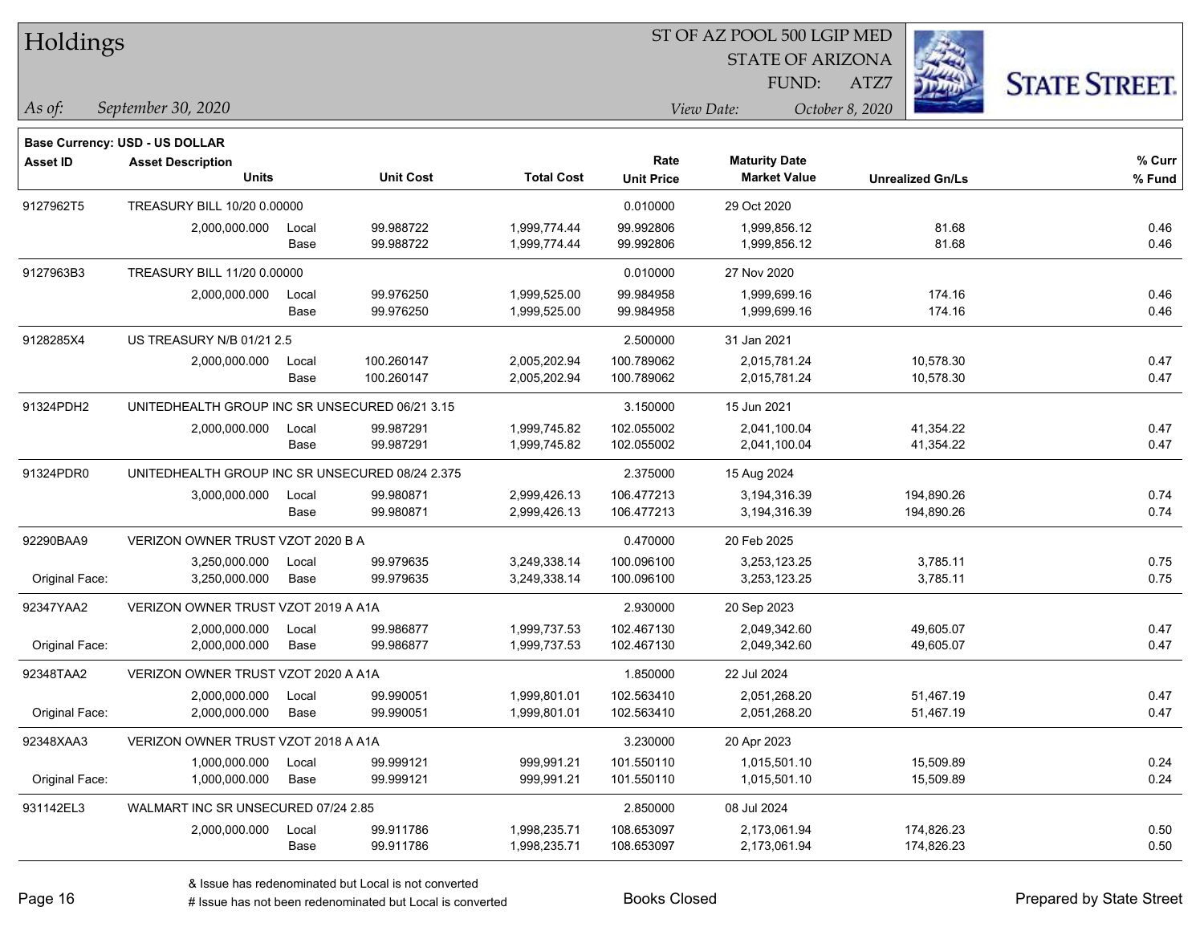# Holdings

ST OF AZ POOL 500 LGIP MED
STATE OF ARIZONA
FUND: ATZ7

*As of:* *September 30, 2020*

*View Date:* *October 8, 2020*

**Base Currency: USD - US DOLLAR**

| Asset ID | Asset Description / Units | | Unit Cost | Total Cost | Rate / Unit Price | Maturity Date / Market Value | Unrealized Gn/Ls | % Curr / % Fund |
|---|---|---|---|---|---|---|---|---|
| 9127962T5 | TREASURY BILL 10/20 0.00000 | | | | 0.010000 | 29 Oct 2020 | | |
| | 2,000,000.000 | Local | 99.988722 | 1,999,774.44 | 99.992806 | 1,999,856.12 | 81.68 | 0.46 |
| | | Base | 99.988722 | 1,999,774.44 | 99.992806 | 1,999,856.12 | 81.68 | 0.46 |
| 9127963B3 | TREASURY BILL 11/20 0.00000 | | | | 0.010000 | 27 Nov 2020 | | |
| | 2,000,000.000 | Local | 99.976250 | 1,999,525.00 | 99.984958 | 1,999,699.16 | 174.16 | 0.46 |
| | | Base | 99.976250 | 1,999,525.00 | 99.984958 | 1,999,699.16 | 174.16 | 0.46 |
| 9128285X4 | US TREASURY N/B 01/21 2.5 | | | | 2.500000 | 31 Jan 2021 | | |
| | 2,000,000.000 | Local | 100.260147 | 2,005,202.94 | 100.789062 | 2,015,781.24 | 10,578.30 | 0.47 |
| | | Base | 100.260147 | 2,005,202.94 | 100.789062 | 2,015,781.24 | 10,578.30 | 0.47 |
| 91324PDH2 | UNITEDHEALTH GROUP INC SR UNSECURED 06/21 3.15 | | | | 3.150000 | 15 Jun 2021 | | |
| | 2,000,000.000 | Local | 99.987291 | 1,999,745.82 | 102.055002 | 2,041,100.04 | 41,354.22 | 0.47 |
| | | Base | 99.987291 | 1,999,745.82 | 102.055002 | 2,041,100.04 | 41,354.22 | 0.47 |
| 91324PDR0 | UNITEDHEALTH GROUP INC SR UNSECURED 08/24 2.375 | | | | 2.375000 | 15 Aug 2024 | | |
| | 3,000,000.000 | Local | 99.980871 | 2,999,426.13 | 106.477213 | 3,194,316.39 | 194,890.26 | 0.74 |
| | | Base | 99.980871 | 2,999,426.13 | 106.477213 | 3,194,316.39 | 194,890.26 | 0.74 |
| 92290BAA9 | VERIZON OWNER TRUST VZOT 2020 B A | | | | 0.470000 | 20 Feb 2025 | | |
| | 3,250,000.000 | Local | 99.979635 | 3,249,338.14 | 100.096100 | 3,253,123.25 | 3,785.11 | 0.75 |
| Original Face: | 3,250,000.000 | Base | 99.979635 | 3,249,338.14 | 100.096100 | 3,253,123.25 | 3,785.11 | 0.75 |
| 92347YAA2 | VERIZON OWNER TRUST VZOT 2019 A A1A | | | | 2.930000 | 20 Sep 2023 | | |
| | 2,000,000.000 | Local | 99.986877 | 1,999,737.53 | 102.467130 | 2,049,342.60 | 49,605.07 | 0.47 |
| Original Face: | 2,000,000.000 | Base | 99.986877 | 1,999,737.53 | 102.467130 | 2,049,342.60 | 49,605.07 | 0.47 |
| 92348TAA2 | VERIZON OWNER TRUST VZOT 2020 A A1A | | | | 1.850000 | 22 Jul 2024 | | |
| | 2,000,000.000 | Local | 99.990051 | 1,999,801.01 | 102.563410 | 2,051,268.20 | 51,467.19 | 0.47 |
| Original Face: | 2,000,000.000 | Base | 99.990051 | 1,999,801.01 | 102.563410 | 2,051,268.20 | 51,467.19 | 0.47 |
| 92348XAA3 | VERIZON OWNER TRUST VZOT 2018 A A1A | | | | 3.230000 | 20 Apr 2023 | | |
| | 1,000,000.000 | Local | 99.999121 | 999,991.21 | 101.550110 | 1,015,501.10 | 15,509.89 | 0.24 |
| Original Face: | 1,000,000.000 | Base | 99.999121 | 999,991.21 | 101.550110 | 1,015,501.10 | 15,509.89 | 0.24 |
| 931142EL3 | WALMART INC SR UNSECURED 07/24 2.85 | | | | 2.850000 | 08 Jul 2024 | | |
| | 2,000,000.000 | Local | 99.911786 | 1,998,235.71 | 108.653097 | 2,173,061.94 | 174,826.23 | 0.50 |
| | | Base | 99.911786 | 1,998,235.71 | 108.653097 | 2,173,061.94 | 174,826.23 | 0.50 |

& Issue has redenominated but Local is not converted
# Issue has not been redenominated but Local is converted

Books Closed

Prepared by State Street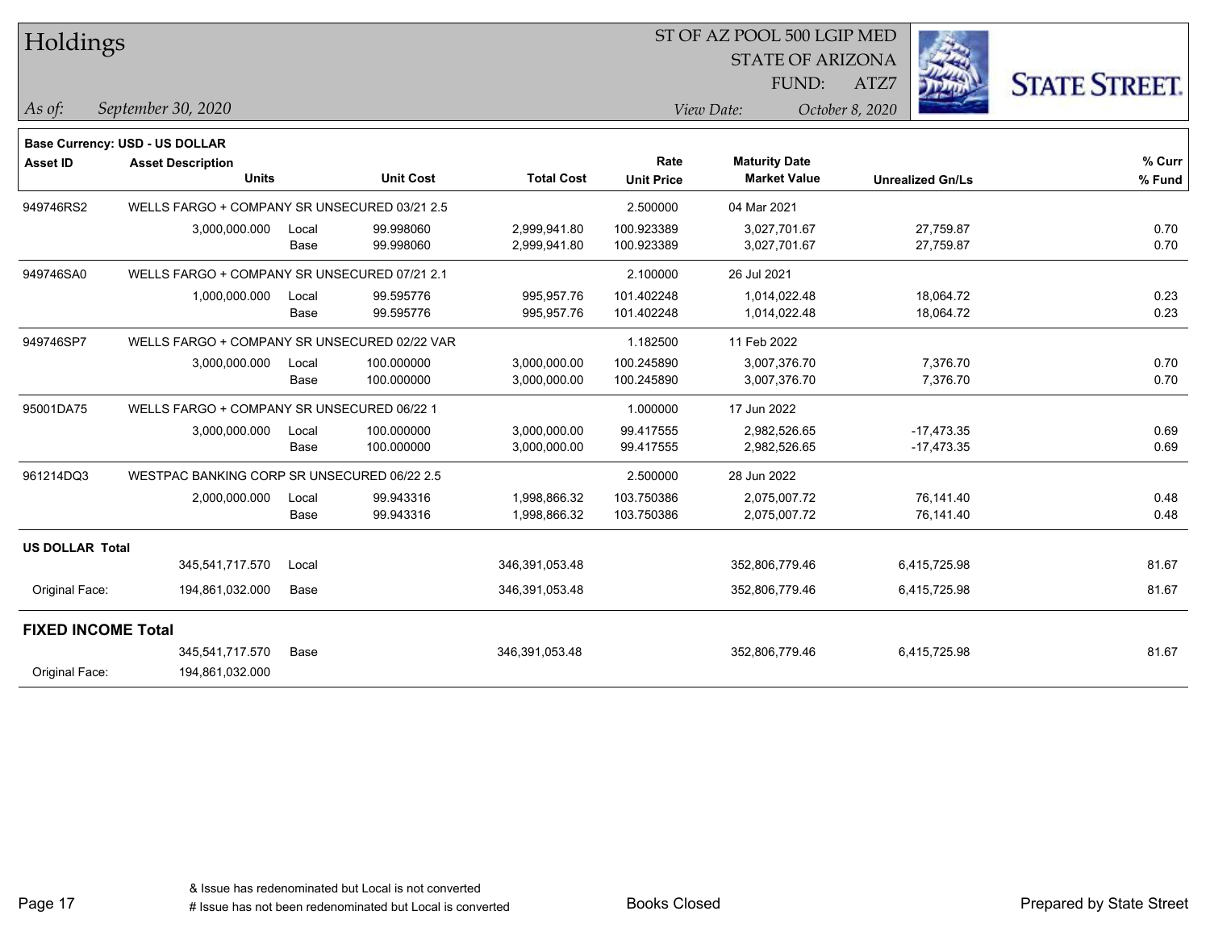# Holdings

ST OF AZ POOL 500 LGIP MED
STATE OF ARIZONA
FUND: ATZ7

*As of:* *September 30, 2020*
*View Date:* *October 8, 2020*

**Base Currency: USD - US DOLLAR**

| Asset ID | Asset Description / Units | | Unit Cost | Total Cost | Rate / Unit Price | Maturity Date / Market Value | Unrealized Gn/Ls | % Curr / % Fund |
|---|---|---|---|---|---|---|---|---|
| 949746RS2 | WELLS FARGO + COMPANY SR UNSECURED 03/21 2.5 | | | | 2.500000 | 04 Mar 2021 | | |
| | 3,000,000.000 | Local | 99.998060 | 2,999,941.80 | 100.923389 | 3,027,701.67 | 27,759.87 | 0.70 |
| | | Base | 99.998060 | 2,999,941.80 | 100.923389 | 3,027,701.67 | 27,759.87 | 0.70 |
| 949746SA0 | WELLS FARGO + COMPANY SR UNSECURED 07/21 2.1 | | | | 2.100000 | 26 Jul 2021 | | |
| | 1,000,000.000 | Local | 99.595776 | 995,957.76 | 101.402248 | 1,014,022.48 | 18,064.72 | 0.23 |
| | | Base | 99.595776 | 995,957.76 | 101.402248 | 1,014,022.48 | 18,064.72 | 0.23 |
| 949746SP7 | WELLS FARGO + COMPANY SR UNSECURED 02/22 VAR | | | | 1.182500 | 11 Feb 2022 | | |
| | 3,000,000.000 | Local | 100.000000 | 3,000,000.00 | 100.245890 | 3,007,376.70 | 7,376.70 | 0.70 |
| | | Base | 100.000000 | 3,000,000.00 | 100.245890 | 3,007,376.70 | 7,376.70 | 0.70 |
| 95001DA75 | WELLS FARGO + COMPANY SR UNSECURED 06/22 1 | | | | 1.000000 | 17 Jun 2022 | | |
| | 3,000,000.000 | Local | 100.000000 | 3,000,000.00 | 99.417555 | 2,982,526.65 | -17,473.35 | 0.69 |
| | | Base | 100.000000 | 3,000,000.00 | 99.417555 | 2,982,526.65 | -17,473.35 | 0.69 |
| 961214DQ3 | WESTPAC BANKING CORP SR UNSECURED 06/22 2.5 | | | | 2.500000 | 28 Jun 2022 | | |
| | 2,000,000.000 | Local | 99.943316 | 1,998,866.32 | 103.750386 | 2,075,007.72 | 76,141.40 | 0.48 |
| | | Base | 99.943316 | 1,998,866.32 | 103.750386 | 2,075,007.72 | 76,141.40 | 0.48 |
| **US DOLLAR Total** | | | | | | | | |
| | 345,541,717.570 | Local | | 346,391,053.48 | | 352,806,779.46 | 6,415,725.98 | 81.67 |
| Original Face: | 194,861,032.000 | Base | | 346,391,053.48 | | 352,806,779.46 | 6,415,725.98 | 81.67 |
| **FIXED INCOME Total** | | | | | | | | |
| | 345,541,717.570 | Base | | 346,391,053.48 | | 352,806,779.46 | 6,415,725.98 | 81.67 |
| Original Face: | 194,861,032.000 | | | | | | | |

& Issue has redenominated but Local is not converted
# Issue has not been redenominated but Local is converted

Books Closed

Prepared by State Street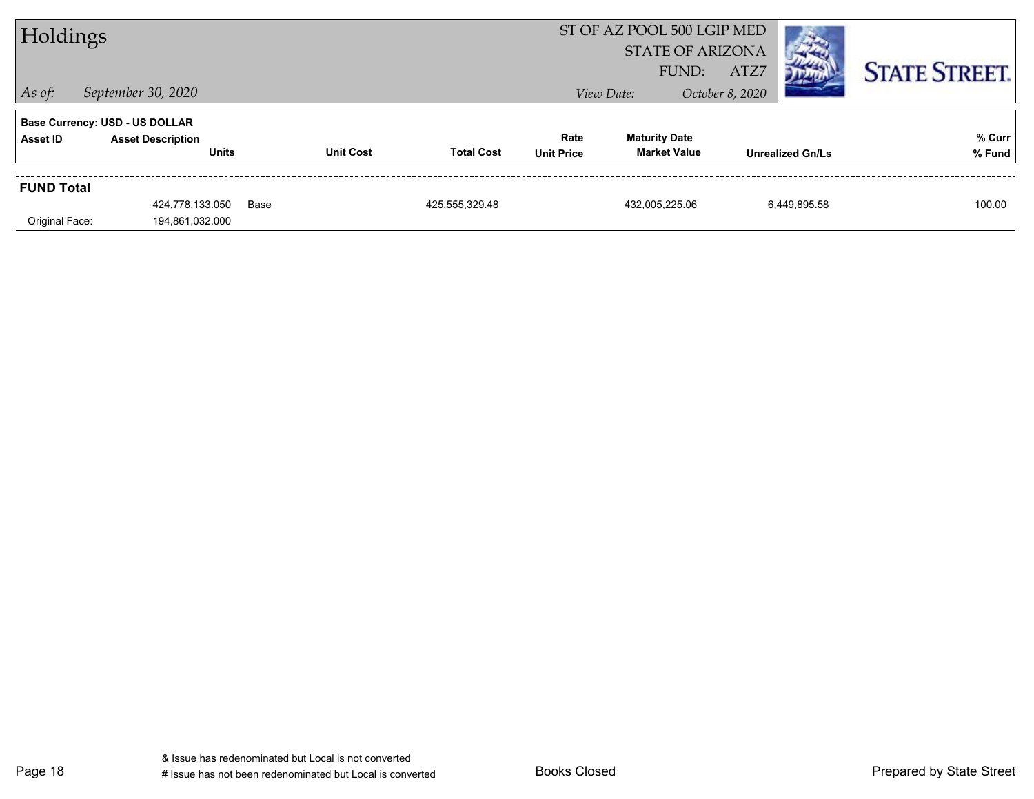# Holdings

ST OF AZ POOL 500 LGIP MED
STATE OF ARIZONA
FUND: ATZ7

*As of:* *September 30, 2020*
*View Date:* *October 8, 2020*

**Base Currency: USD - US DOLLAR**

| Asset ID | Asset Description / Units | | Unit Cost | Total Cost | Rate / Unit Price | Maturity Date / Market Value | Unrealized Gn/Ls | % Curr / % Fund |
|---|---|---|---|---|---|---|---|---|
| **FUND Total** | | | | | | | | |
| | 424,778,133.050 | Base | | 425,555,329.48 | | 432,005,225.06 | 6,449,895.58 | 100.00 |
| Original Face: | 194,861,032.000 | | | | | | | |

& Issue has redenominated but Local is not converted
# Issue has not been redenominated but Local is converted

Books Closed

Prepared by State Street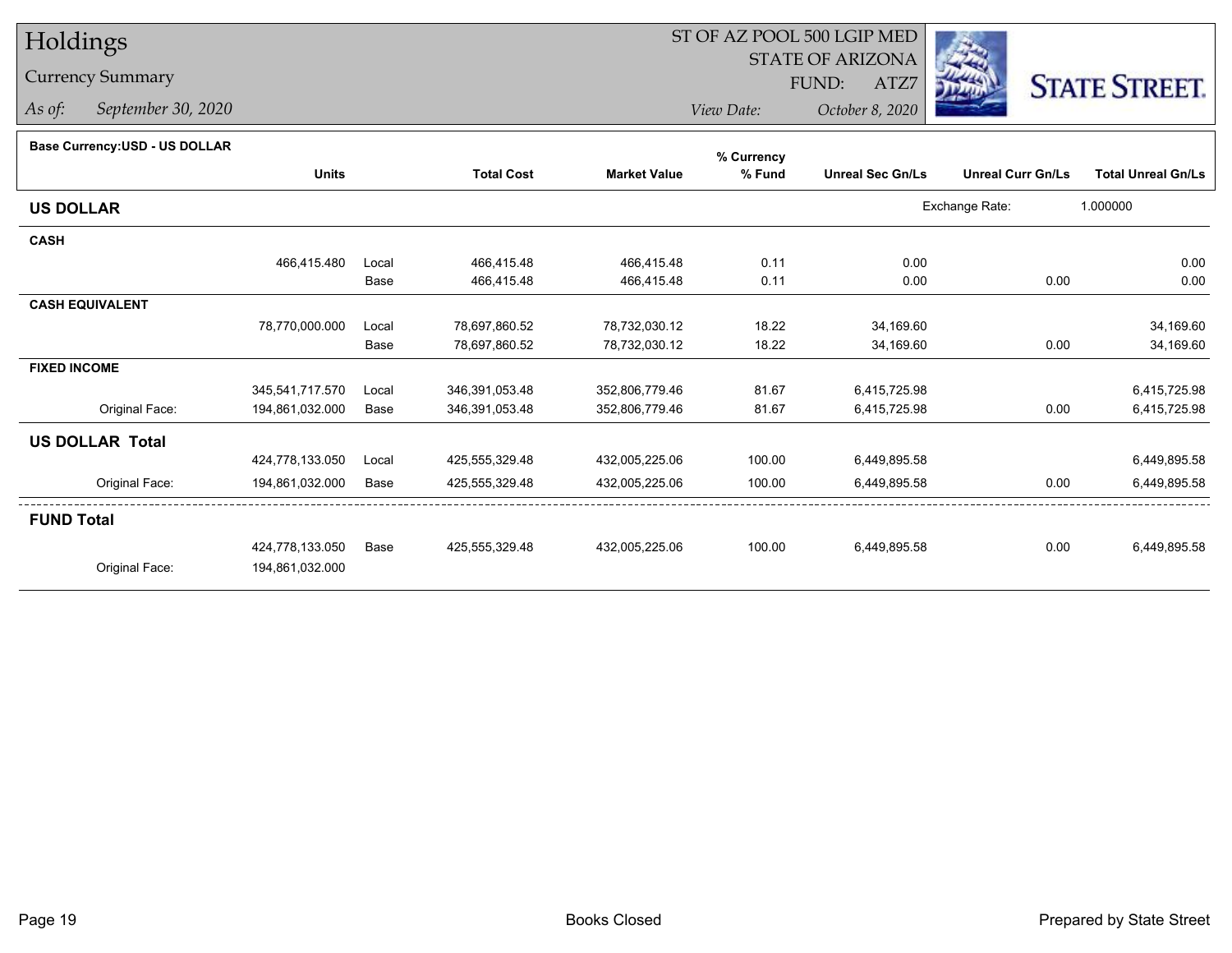# Holdings

## Currency Summary

*As of:* *September 30, 2020*

ST OF AZ POOL 500 LGIP MED
STATE OF ARIZONA
FUND: ATZ7
*View Date:* *October 8, 2020*

STATE STREET.

**Base Currency:USD - US DOLLAR**

| | Units | | Total Cost | Market Value | % Currency % Fund | Unreal Sec Gn/Ls | Unreal Curr Gn/Ls | Total Unreal Gn/Ls |
|---|---|---|---|---|---|---|---|---|
| **US DOLLAR** | | | | | | | Exchange Rate: | 1.000000 |
| **CASH** | | | | | | | | |
| | 466,415.480 | Local | 466,415.48 | 466,415.48 | 0.11 | 0.00 | | 0.00 |
| | | Base | 466,415.48 | 466,415.48 | 0.11 | 0.00 | 0.00 | 0.00 |
| **CASH EQUIVALENT** | | | | | | | | |
| | 78,770,000.000 | Local | 78,697,860.52 | 78,732,030.12 | 18.22 | 34,169.60 | | 34,169.60 |
| | | Base | 78,697,860.52 | 78,732,030.12 | 18.22 | 34,169.60 | 0.00 | 34,169.60 |
| **FIXED INCOME** | | | | | | | | |
| | 345,541,717.570 | Local | 346,391,053.48 | 352,806,779.46 | 81.67 | 6,415,725.98 | | 6,415,725.98 |
| Original Face: | 194,861,032.000 | Base | 346,391,053.48 | 352,806,779.46 | 81.67 | 6,415,725.98 | 0.00 | 6,415,725.98 |
| **US DOLLAR Total** | | | | | | | | |
| | 424,778,133.050 | Local | 425,555,329.48 | 432,005,225.06 | 100.00 | 6,449,895.58 | | 6,449,895.58 |
| Original Face: | 194,861,032.000 | Base | 425,555,329.48 | 432,005,225.06 | 100.00 | 6,449,895.58 | 0.00 | 6,449,895.58 |
| **FUND Total** | | | | | | | | |
| | 424,778,133.050 | Base | 425,555,329.48 | 432,005,225.06 | 100.00 | 6,449,895.58 | 0.00 | 6,449,895.58 |
| Original Face: | 194,861,032.000 | | | | | | | |

Books Closed

Prepared by State Street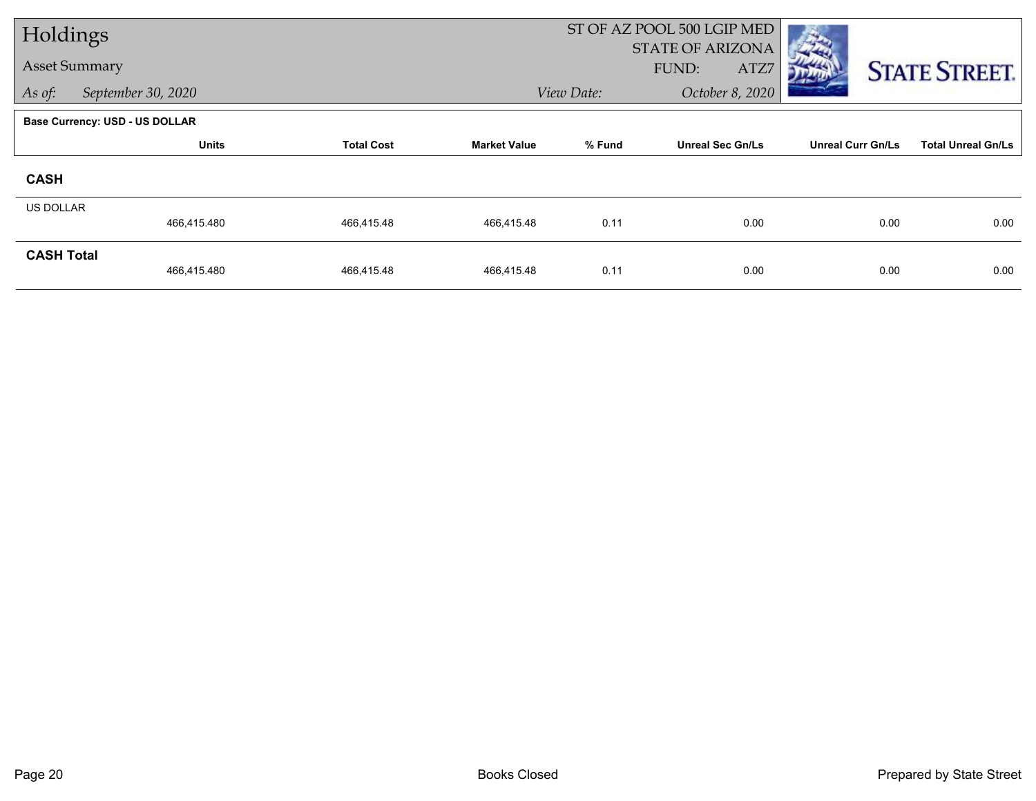# Holdings

## Asset Summary

*As of:* *September 30, 2020*

ST OF AZ POOL 500 LGIP MED
STATE OF ARIZONA
FUND: ATZ7
*View Date:* *October 8, 2020*

**Base Currency: USD - US DOLLAR**

| | Units | Total Cost | Market Value | % Fund | Unreal Sec Gn/Ls | Unreal Curr Gn/Ls | Total Unreal Gn/Ls |
|---|---|---|---|---|---|---|---|
| **CASH** | | | | | | | |
| US DOLLAR | 466,415.480 | 466,415.48 | 466,415.48 | 0.11 | 0.00 | 0.00 | 0.00 |
| **CASH Total** | 466,415.480 | 466,415.48 | 466,415.48 | 0.11 | 0.00 | 0.00 | 0.00 |

Books Closed

Prepared by State Street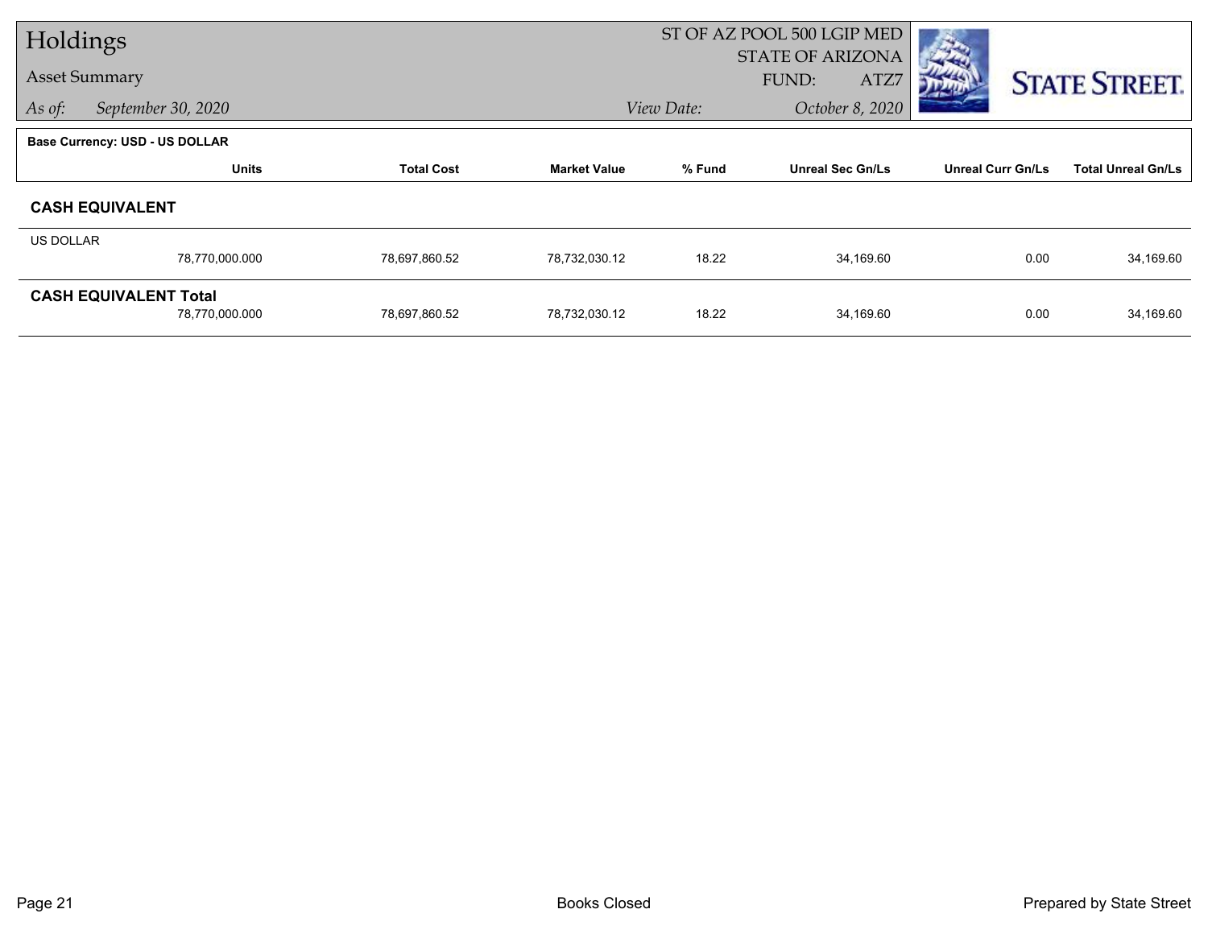# Holdings

## Asset Summary

*As of:* *September 30, 2020*

ST OF AZ POOL 500 LGIP MED
STATE OF ARIZONA
FUND: ATZ7

*View Date:* *October 8, 2020*

**Base Currency: USD - US DOLLAR**

| | Units | Total Cost | Market Value | % Fund | Unreal Sec Gn/Ls | Unreal Curr Gn/Ls | Total Unreal Gn/Ls |
|---|---|---|---|---|---|---|---|
| **CASH EQUIVALENT** | | | | | | | |
| US DOLLAR | 78,770,000.000 | 78,697,860.52 | 78,732,030.12 | 18.22 | 34,169.60 | 0.00 | 34,169.60 |
| **CASH EQUIVALENT Total** | 78,770,000.000 | 78,697,860.52 | 78,732,030.12 | 18.22 | 34,169.60 | 0.00 | 34,169.60 |

Books Closed

Prepared by State Street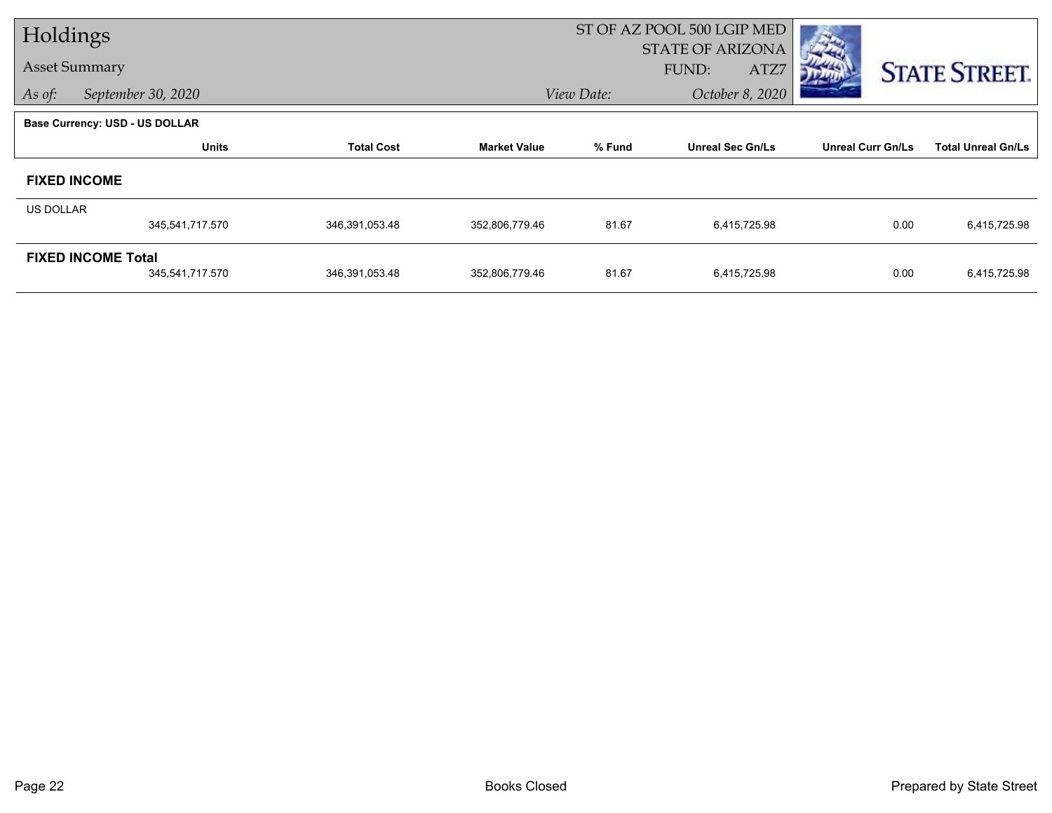# Holdings

## Asset Summary

*As of:* September 30, 2020

ST OF AZ POOL 500 LGIP MED
STATE OF ARIZONA
FUND: ATZ7

*View Date:* October 8, 2020

**Base Currency: USD - US DOLLAR**

| | Units | Total Cost | Market Value | % Fund | Unreal Sec Gn/Ls | Unreal Curr Gn/Ls | Total Unreal Gn/Ls |
|---|---|---|---|---|---|---|---|
| **FIXED INCOME** | | | | | | | |
| US DOLLAR | 345,541,717.570 | 346,391,053.48 | 352,806,779.46 | 81.67 | 6,415,725.98 | 0.00 | 6,415,725.98 |
| **FIXED INCOME Total** | 345,541,717.570 | 346,391,053.48 | 352,806,779.46 | 81.67 | 6,415,725.98 | 0.00 | 6,415,725.98 |

Books Closed

Prepared by State Street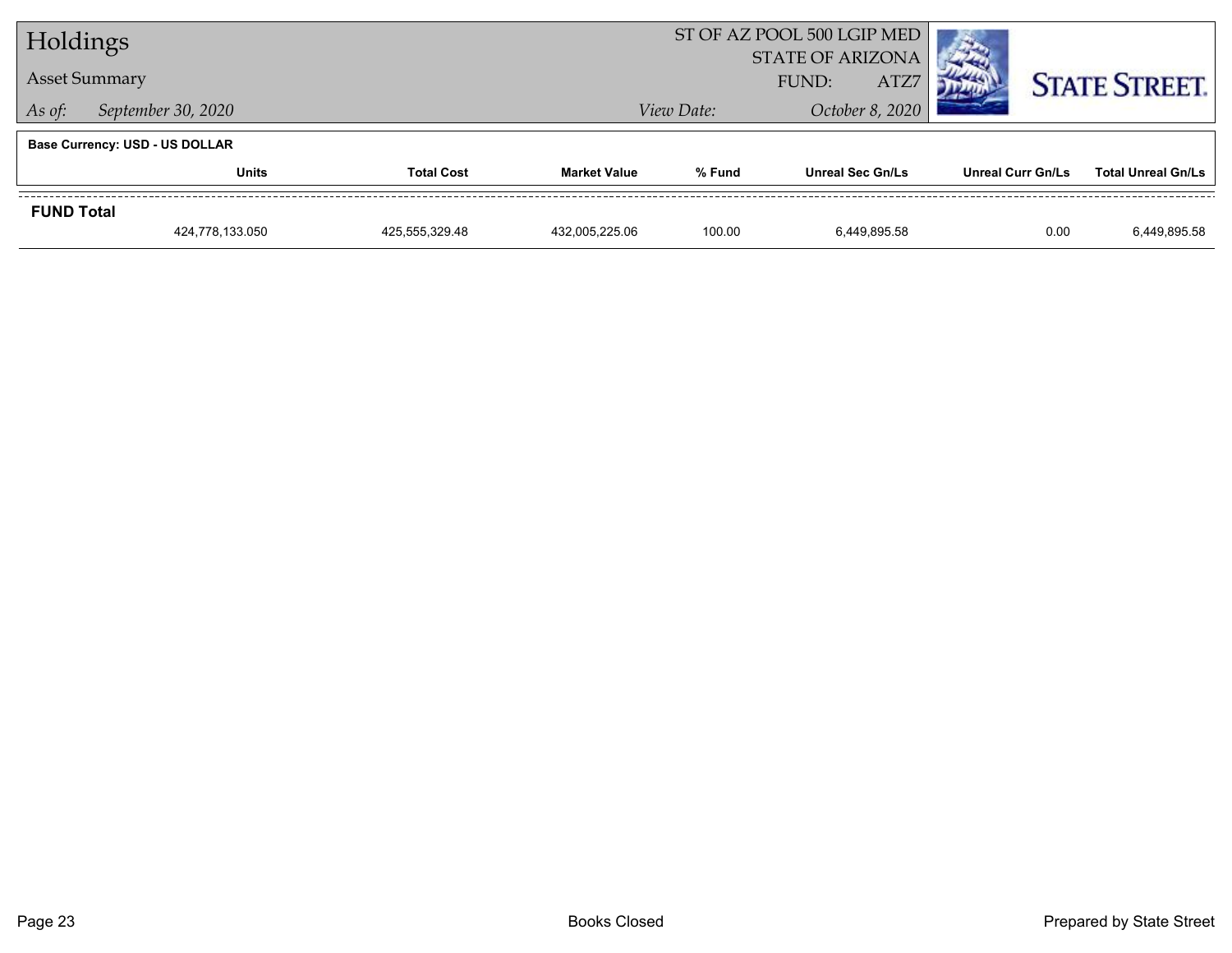# Holdings

## Asset Summary

*As of:* *September 30, 2020*

ST OF AZ POOL 500 LGIP MED
STATE OF ARIZONA
FUND: ATZ7

*View Date:* *October 8, 2020*

STATE STREET.

**Base Currency: USD - US DOLLAR**

| | Units | Total Cost | Market Value | % Fund | Unreal Sec Gn/Ls | Unreal Curr Gn/Ls | Total Unreal Gn/Ls |
|---|---|---|---|---|---|---|---|
| **FUND Total** | | | | | | | |
| | 424,778,133.050 | 425,555,329.48 | 432,005,225.06 | 100.00 | 6,449,895.58 | 0.00 | 6,449,895.58 |

Books Closed

Prepared by State Street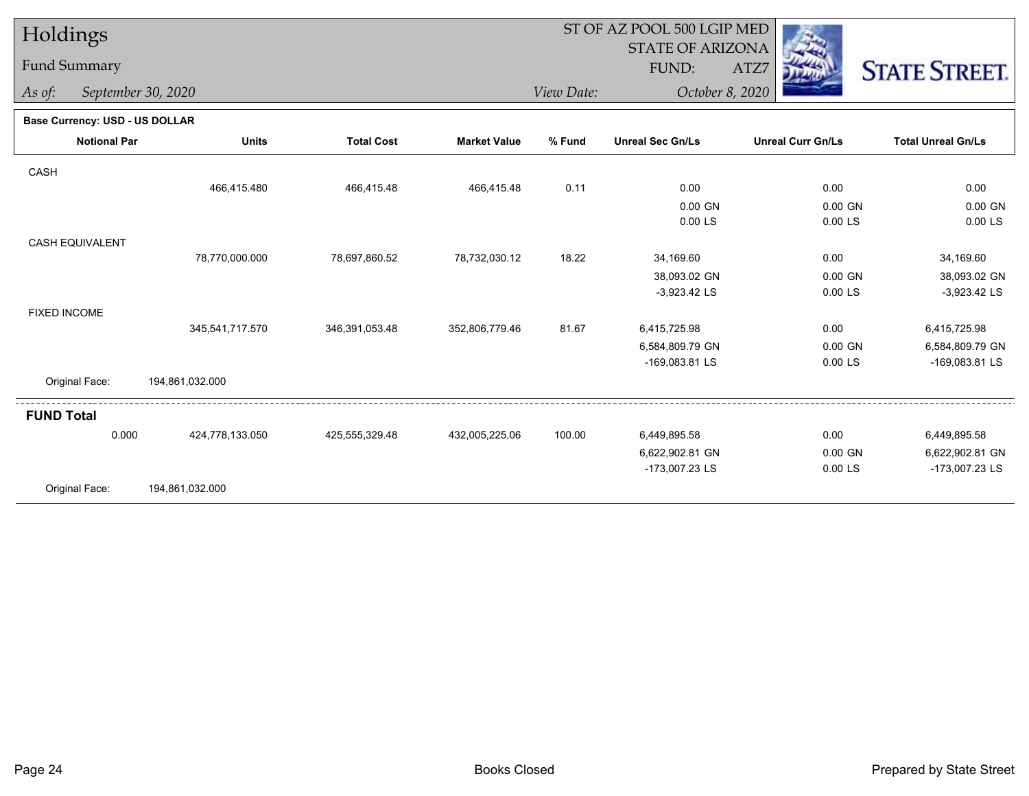# Holdings

Fund Summary

*As of:* *September 30, 2020*

ST OF AZ POOL 500 LGIP MED
STATE OF ARIZONA
FUND: ATZ7

*View Date:* *October 8, 2020*

STATE STREET.

**Base Currency: USD - US DOLLAR**

| Notional Par | Units | Total Cost | Market Value | % Fund | Unreal Sec Gn/Ls | Unreal Curr Gn/Ls | Total Unreal Gn/Ls |
|---|---|---|---|---|---|---|---|
| CASH | | | | | | | |
| | 466,415.480 | 466,415.48 | 466,415.48 | 0.11 | 0.00 | 0.00 | 0.00 |
| | | | | | 0.00 GN | 0.00 GN | 0.00 GN |
| | | | | | 0.00 LS | 0.00 LS | 0.00 LS |
| CASH EQUIVALENT | | | | | | | |
| | 78,770,000.000 | 78,697,860.52 | 78,732,030.12 | 18.22 | 34,169.60 | 0.00 | 34,169.60 |
| | | | | | 38,093.02 GN | 0.00 GN | 38,093.02 GN |
| | | | | | -3,923.42 LS | 0.00 LS | -3,923.42 LS |
| FIXED INCOME | | | | | | | |
| | 345,541,717.570 | 346,391,053.48 | 352,806,779.46 | 81.67 | 6,415,725.98 | 0.00 | 6,415,725.98 |
| | | | | | 6,584,809.79 GN | 0.00 GN | 6,584,809.79 GN |
| | | | | | -169,083.81 LS | 0.00 LS | -169,083.81 LS |
| Original Face: | 194,861,032.000 | | | | | | |
| **FUND Total** | | | | | | | |
| 0.000 | 424,778,133.050 | 425,555,329.48 | 432,005,225.06 | 100.00 | 6,449,895.58 | 0.00 | 6,449,895.58 |
| | | | | | 6,622,902.81 GN | 0.00 GN | 6,622,902.81 GN |
| | | | | | -173,007.23 LS | 0.00 LS | -173,007.23 LS |
| Original Face: | 194,861,032.000 | | | | | | |

Books Closed

Prepared by State Street